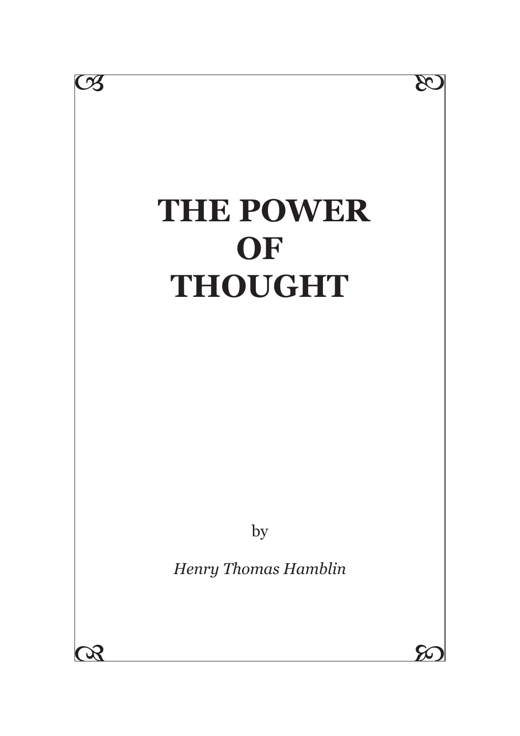# THE POWER OF THOUGHT

by

*Henry Thomas Hamblin*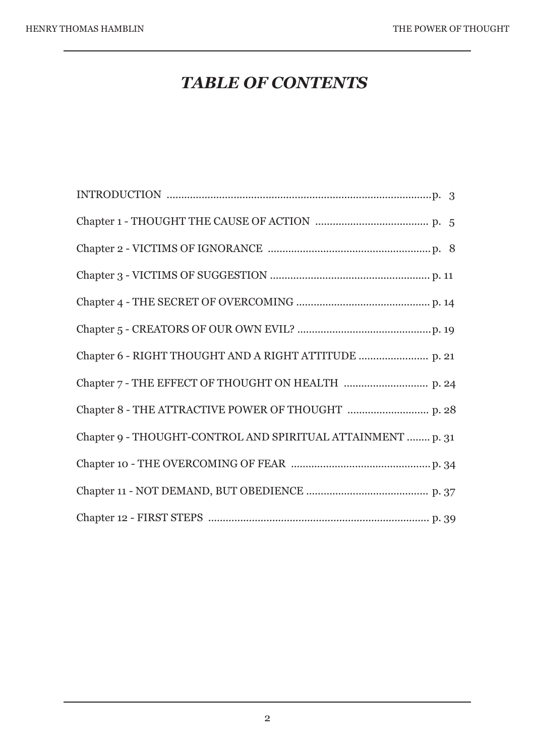# *TABLE OF CONTENTS*

INTRODUCTION .......................................................................................... p. 3

Chapter 1 - THOUGHT THE CAUSE OF ACTION ....................................... p. 5

Chapter 2 - VICTIMS OF IGNORANCE ........................................................ p. 8

Chapter 3 - VICTIMS OF SUGGESTION ...................................................... p. 11

Chapter 4 - THE SECRET OF OVERCOMING ............................................. p. 14

Chapter 5 - CREATORS OF OUR OWN EVIL? .............................................. p. 19

Chapter 6 - RIGHT THOUGHT AND A RIGHT ATTITUDE ........................ p. 21

Chapter 7 - THE EFFECT OF THOUGHT ON HEALTH ............................. p. 24

Chapter 8 - THE ATTRACTIVE POWER OF THOUGHT ............................ p. 28

Chapter 9 - THOUGHT-CONTROL AND SPIRITUAL ATTAINMENT ........ p. 31

Chapter 10 - THE OVERCOMING OF FEAR ................................................ p. 34

Chapter 11 - NOT DEMAND, BUT OBEDIENCE .......................................... p. 37

Chapter 12 - FIRST STEPS ............................................................................ p. 39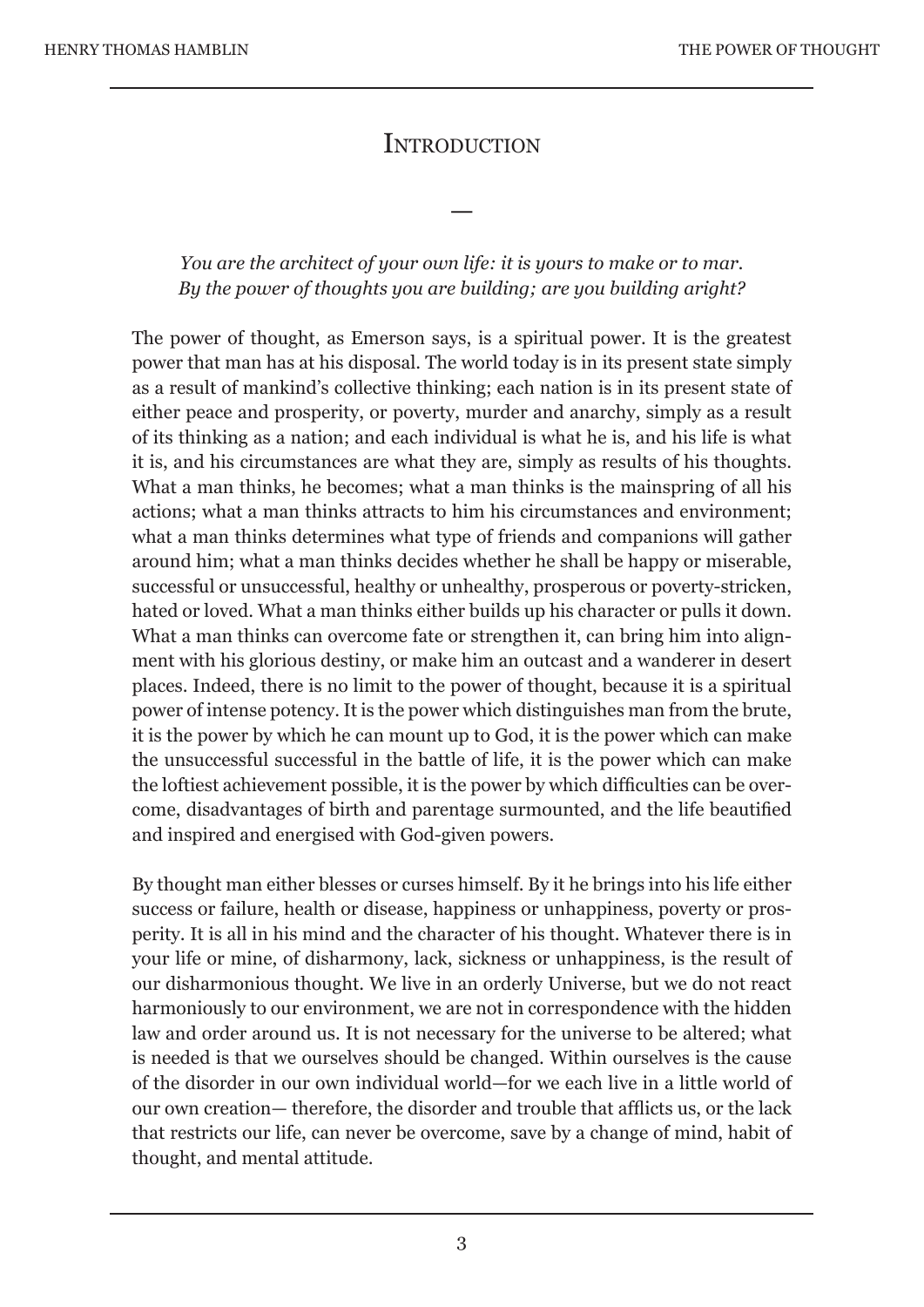# Introduction

—

*You are the architect of your own life: it is yours to make or to mar.*
*By the power of thoughts you are building; are you building aright?*

The power of thought, as Emerson says, is a spiritual power. It is the greatest power that man has at his disposal. The world today is in its present state simply as a result of mankind's collective thinking; each nation is in its present state of either peace and prosperity, or poverty, murder and anarchy, simply as a result of its thinking as a nation; and each individual is what he is, and his life is what it is, and his circumstances are what they are, simply as results of his thoughts. What a man thinks, he becomes; what a man thinks is the mainspring of all his actions; what a man thinks attracts to him his circumstances and environment; what a man thinks determines what type of friends and companions will gather around him; what a man thinks decides whether he shall be happy or miserable, successful or unsuccessful, healthy or unhealthy, prosperous or poverty-stricken, hated or loved. What a man thinks either builds up his character or pulls it down. What a man thinks can overcome fate or strengthen it, can bring him into alignment with his glorious destiny, or make him an outcast and a wanderer in desert places. Indeed, there is no limit to the power of thought, because it is a spiritual power of intense potency. It is the power which distinguishes man from the brute, it is the power by which he can mount up to God, it is the power which can make the unsuccessful successful in the battle of life, it is the power which can make the loftiest achievement possible, it is the power by which difficulties can be overcome, disadvantages of birth and parentage surmounted, and the life beautified and inspired and energised with God-given powers.

By thought man either blesses or curses himself. By it he brings into his life either success or failure, health or disease, happiness or unhappiness, poverty or prosperity. It is all in his mind and the character of his thought. Whatever there is in your life or mine, of disharmony, lack, sickness or unhappiness, is the result of our disharmonious thought. We live in an orderly Universe, but we do not react harmoniously to our environment, we are not in correspondence with the hidden law and order around us. It is not necessary for the universe to be altered; what is needed is that we ourselves should be changed. Within ourselves is the cause of the disorder in our own individual world—for we each live in a little world of our own creation— therefore, the disorder and trouble that afflicts us, or the lack that restricts our life, can never be overcome, save by a change of mind, habit of thought, and mental attitude.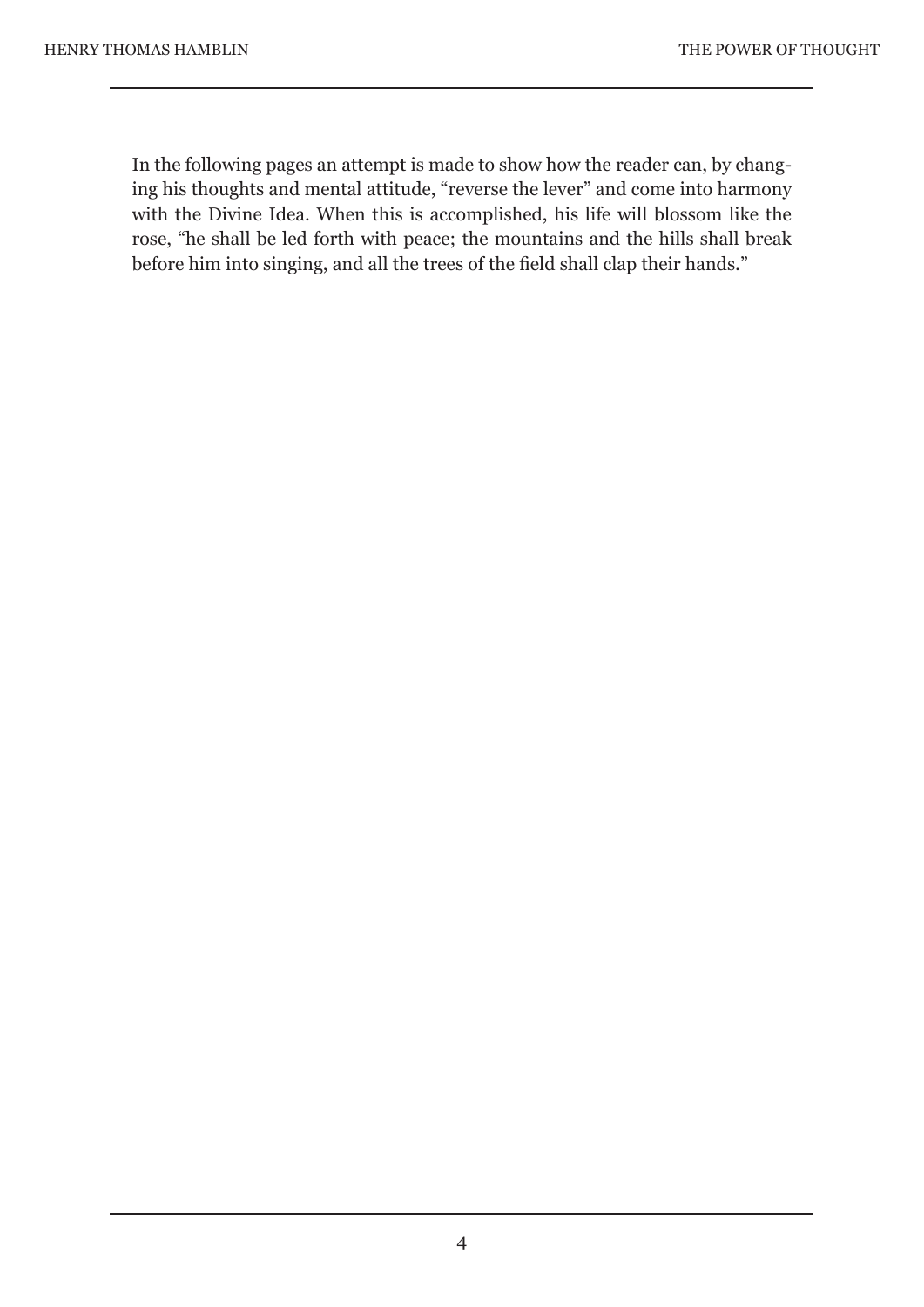In the following pages an attempt is made to show how the reader can, by changing his thoughts and mental attitude, "reverse the lever" and come into harmony with the Divine Idea. When this is accomplished, his life will blossom like the rose, "he shall be led forth with peace; the mountains and the hills shall break before him into singing, and all the trees of the field shall clap their hands."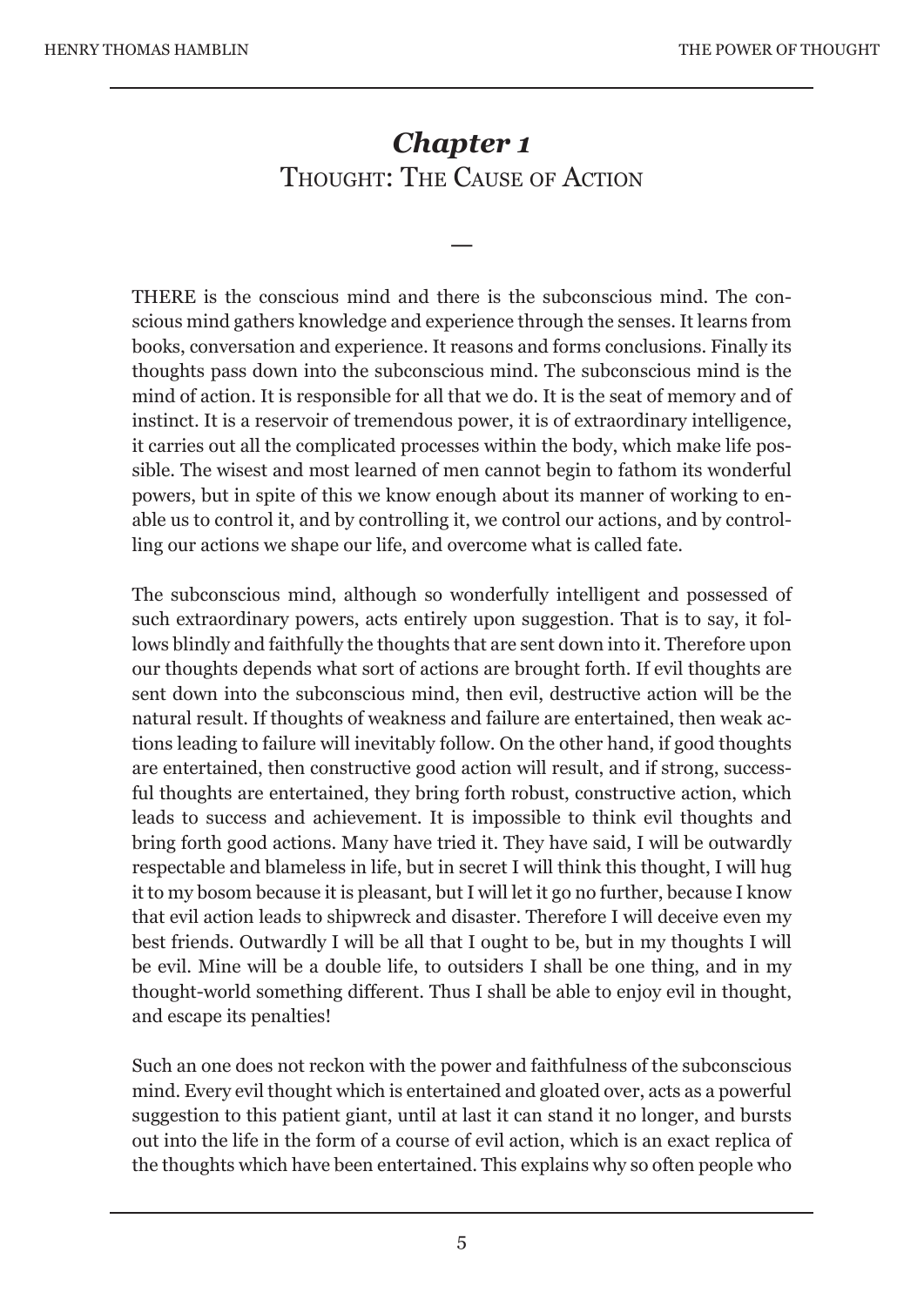# *Chapter 1*
## Thought: The Cause of Action

—

THERE is the conscious mind and there is the subconscious mind. The conscious mind gathers knowledge and experience through the senses. It learns from books, conversation and experience. It reasons and forms conclusions. Finally its thoughts pass down into the subconscious mind. The subconscious mind is the mind of action. It is responsible for all that we do. It is the seat of memory and of instinct. It is a reservoir of tremendous power, it is of extraordinary intelligence, it carries out all the complicated processes within the body, which make life possible. The wisest and most learned of men cannot begin to fathom its wonderful powers, but in spite of this we know enough about its manner of working to enable us to control it, and by controlling it, we control our actions, and by controlling our actions we shape our life, and overcome what is called fate.

The subconscious mind, although so wonderfully intelligent and possessed of such extraordinary powers, acts entirely upon suggestion. That is to say, it follows blindly and faithfully the thoughts that are sent down into it. Therefore upon our thoughts depends what sort of actions are brought forth. If evil thoughts are sent down into the subconscious mind, then evil, destructive action will be the natural result. If thoughts of weakness and failure are entertained, then weak actions leading to failure will inevitably follow. On the other hand, if good thoughts are entertained, then constructive good action will result, and if strong, successful thoughts are entertained, they bring forth robust, constructive action, which leads to success and achievement. It is impossible to think evil thoughts and bring forth good actions. Many have tried it. They have said, I will be outwardly respectable and blameless in life, but in secret I will think this thought, I will hug it to my bosom because it is pleasant, but I will let it go no further, because I know that evil action leads to shipwreck and disaster. Therefore I will deceive even my best friends. Outwardly I will be all that I ought to be, but in my thoughts I will be evil. Mine will be a double life, to outsiders I shall be one thing, and in my thought-world something different. Thus I shall be able to enjoy evil in thought, and escape its penalties!

Such an one does not reckon with the power and faithfulness of the subconscious mind. Every evil thought which is entertained and gloated over, acts as a powerful suggestion to this patient giant, until at last it can stand it no longer, and bursts out into the life in the form of a course of evil action, which is an exact replica of the thoughts which have been entertained. This explains why so often people who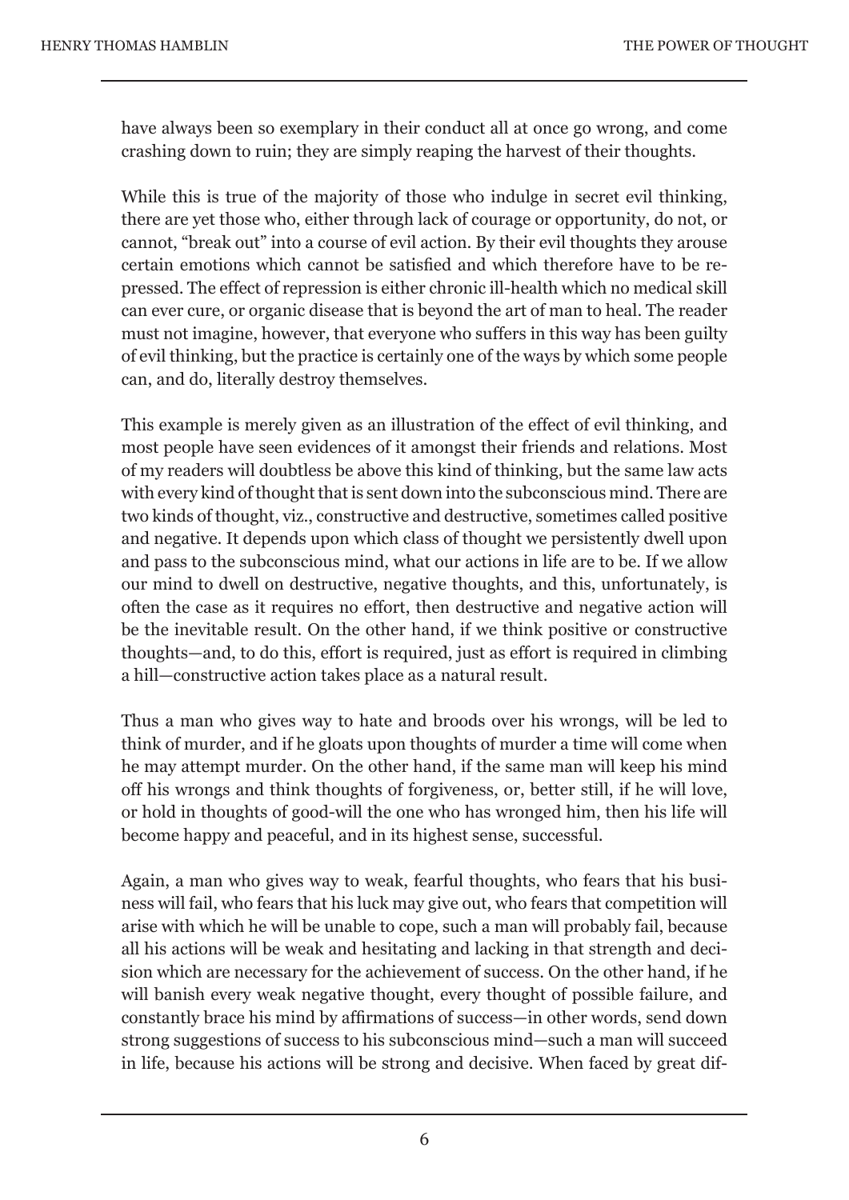have always been so exemplary in their conduct all at once go wrong, and come crashing down to ruin; they are simply reaping the harvest of their thoughts.

While this is true of the majority of those who indulge in secret evil thinking, there are yet those who, either through lack of courage or opportunity, do not, or cannot, "break out" into a course of evil action. By their evil thoughts they arouse certain emotions which cannot be satisfied and which therefore have to be repressed. The effect of repression is either chronic ill-health which no medical skill can ever cure, or organic disease that is beyond the art of man to heal. The reader must not imagine, however, that everyone who suffers in this way has been guilty of evil thinking, but the practice is certainly one of the ways by which some people can, and do, literally destroy themselves.

This example is merely given as an illustration of the effect of evil thinking, and most people have seen evidences of it amongst their friends and relations. Most of my readers will doubtless be above this kind of thinking, but the same law acts with every kind of thought that is sent down into the subconscious mind. There are two kinds of thought, viz., constructive and destructive, sometimes called positive and negative. It depends upon which class of thought we persistently dwell upon and pass to the subconscious mind, what our actions in life are to be. If we allow our mind to dwell on destructive, negative thoughts, and this, unfortunately, is often the case as it requires no effort, then destructive and negative action will be the inevitable result. On the other hand, if we think positive or constructive thoughts—and, to do this, effort is required, just as effort is required in climbing a hill—constructive action takes place as a natural result.

Thus a man who gives way to hate and broods over his wrongs, will be led to think of murder, and if he gloats upon thoughts of murder a time will come when he may attempt murder. On the other hand, if the same man will keep his mind off his wrongs and think thoughts of forgiveness, or, better still, if he will love, or hold in thoughts of good-will the one who has wronged him, then his life will become happy and peaceful, and in its highest sense, successful.

Again, a man who gives way to weak, fearful thoughts, who fears that his business will fail, who fears that his luck may give out, who fears that competition will arise with which he will be unable to cope, such a man will probably fail, because all his actions will be weak and hesitating and lacking in that strength and decision which are necessary for the achievement of success. On the other hand, if he will banish every weak negative thought, every thought of possible failure, and constantly brace his mind by affirmations of success—in other words, send down strong suggestions of success to his subconscious mind—such a man will succeed in life, because his actions will be strong and decisive. When faced by great dif-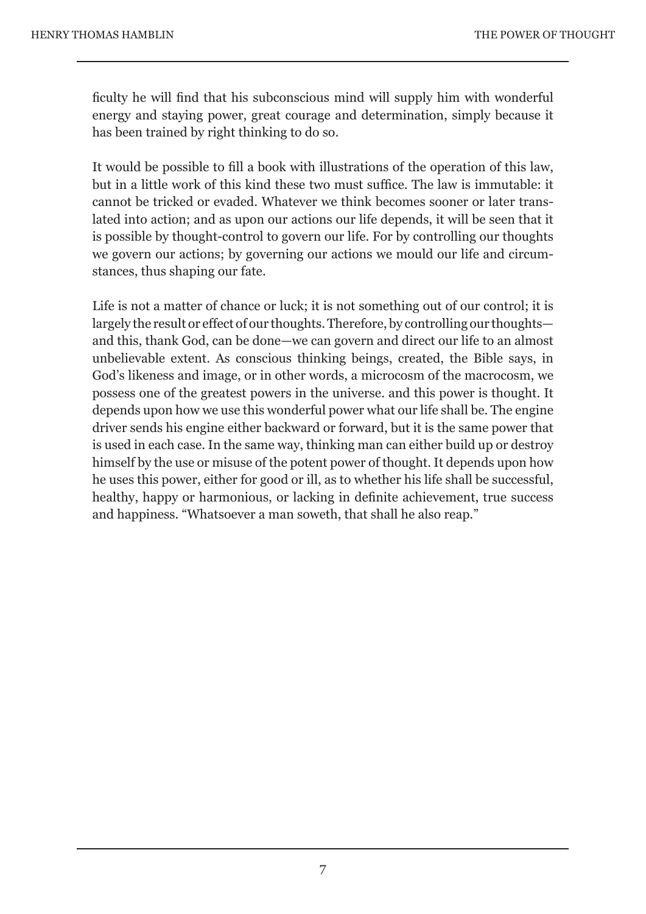ficulty he will find that his subconscious mind will supply him with wonderful energy and staying power, great courage and determination, simply because it has been trained by right thinking to do so.

It would be possible to fill a book with illustrations of the operation of this law, but in a little work of this kind these two must suffice. The law is immutable: it cannot be tricked or evaded. Whatever we think becomes sooner or later translated into action; and as upon our actions our life depends, it will be seen that it is possible by thought-control to govern our life. For by controlling our thoughts we govern our actions; by governing our actions we mould our life and circumstances, thus shaping our fate.

Life is not a matter of chance or luck; it is not something out of our control; it is largely the result or effect of our thoughts. Therefore, by controlling our thoughts—and this, thank God, can be done—we can govern and direct our life to an almost unbelievable extent. As conscious thinking beings, created, the Bible says, in God's likeness and image, or in other words, a microcosm of the macrocosm, we possess one of the greatest powers in the universe. and this power is thought. It depends upon how we use this wonderful power what our life shall be. The engine driver sends his engine either backward or forward, but it is the same power that is used in each case. In the same way, thinking man can either build up or destroy himself by the use or misuse of the potent power of thought. It depends upon how he uses this power, either for good or ill, as to whether his life shall be successful, healthy, happy or harmonious, or lacking in definite achievement, true success and happiness. "Whatsoever a man soweth, that shall he also reap."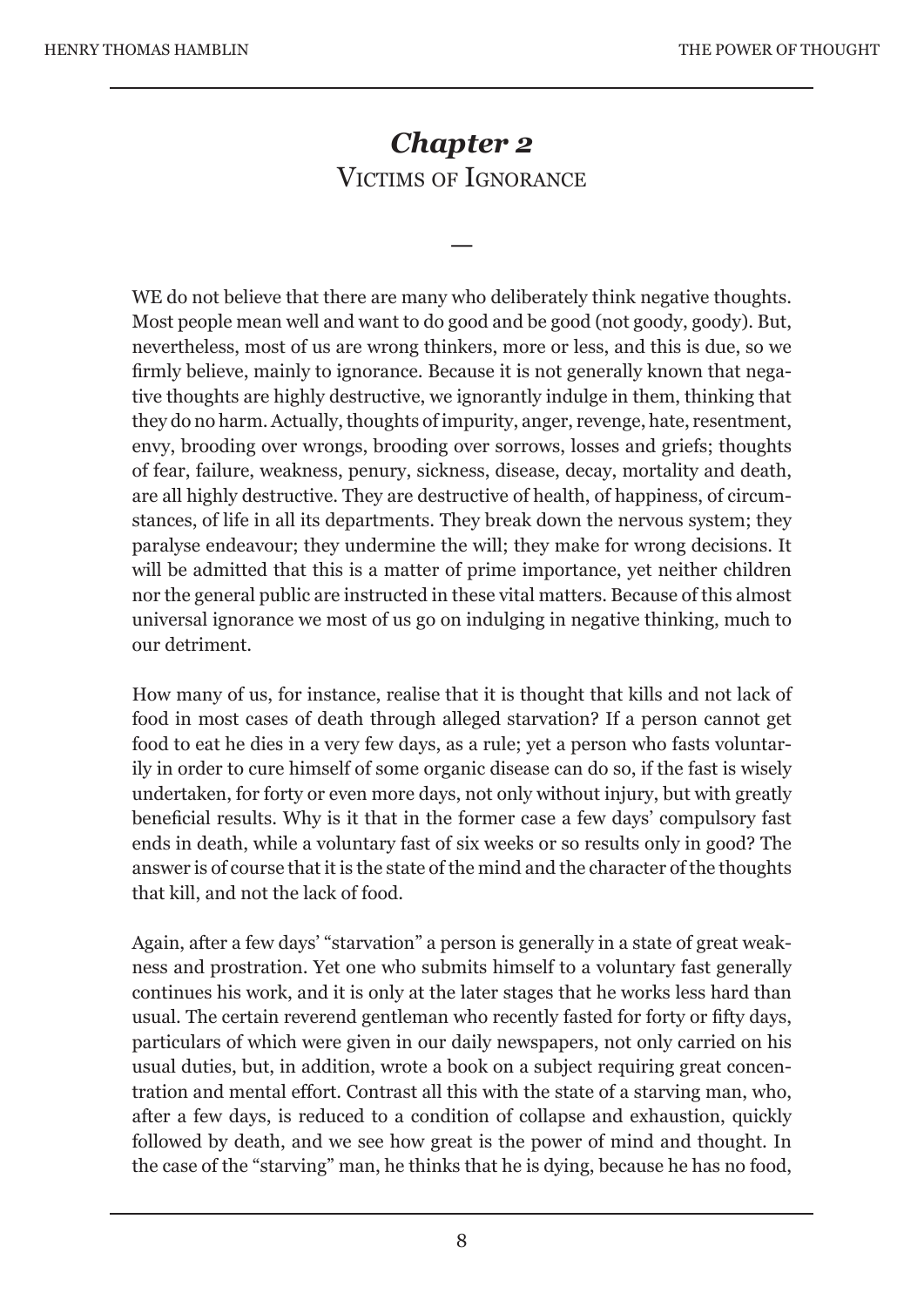## *Chapter 2*
## Victims of Ignorance

—

WE do not believe that there are many who deliberately think negative thoughts. Most people mean well and want to do good and be good (not goody, goody). But, nevertheless, most of us are wrong thinkers, more or less, and this is due, so we firmly believe, mainly to ignorance. Because it is not generally known that negative thoughts are highly destructive, we ignorantly indulge in them, thinking that they do no harm. Actually, thoughts of impurity, anger, revenge, hate, resentment, envy, brooding over wrongs, brooding over sorrows, losses and griefs; thoughts of fear, failure, weakness, penury, sickness, disease, decay, mortality and death, are all highly destructive. They are destructive of health, of happiness, of circumstances, of life in all its departments. They break down the nervous system; they paralyse endeavour; they undermine the will; they make for wrong decisions. It will be admitted that this is a matter of prime importance, yet neither children nor the general public are instructed in these vital matters. Because of this almost universal ignorance we most of us go on indulging in negative thinking, much to our detriment.

How many of us, for instance, realise that it is thought that kills and not lack of food in most cases of death through alleged starvation? If a person cannot get food to eat he dies in a very few days, as a rule; yet a person who fasts voluntarily in order to cure himself of some organic disease can do so, if the fast is wisely undertaken, for forty or even more days, not only without injury, but with greatly beneficial results. Why is it that in the former case a few days' compulsory fast ends in death, while a voluntary fast of six weeks or so results only in good? The answer is of course that it is the state of the mind and the character of the thoughts that kill, and not the lack of food.

Again, after a few days' "starvation" a person is generally in a state of great weakness and prostration. Yet one who submits himself to a voluntary fast generally continues his work, and it is only at the later stages that he works less hard than usual. The certain reverend gentleman who recently fasted for forty or fifty days, particulars of which were given in our daily newspapers, not only carried on his usual duties, but, in addition, wrote a book on a subject requiring great concentration and mental effort. Contrast all this with the state of a starving man, who, after a few days, is reduced to a condition of collapse and exhaustion, quickly followed by death, and we see how great is the power of mind and thought. In the case of the "starving" man, he thinks that he is dying, because he has no food,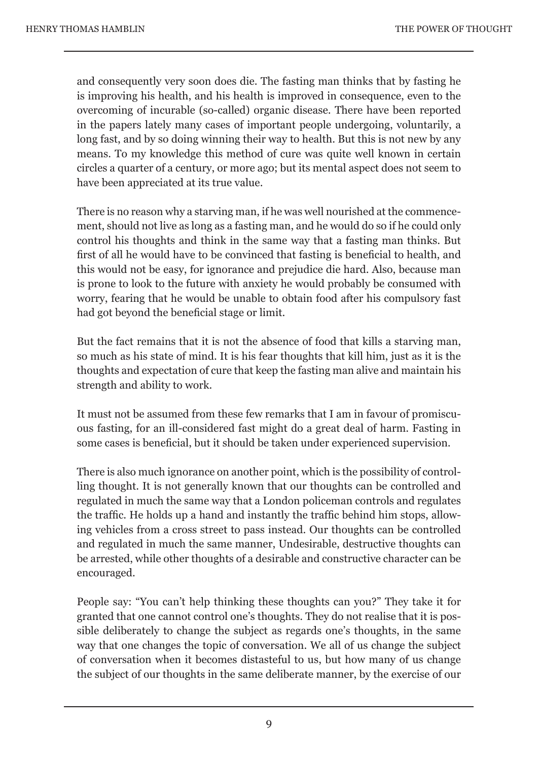and consequently very soon does die. The fasting man thinks that by fasting he is improving his health, and his health is improved in consequence, even to the overcoming of incurable (so-called) organic disease. There have been reported in the papers lately many cases of important people undergoing, voluntarily, a long fast, and by so doing winning their way to health. But this is not new by any means. To my knowledge this method of cure was quite well known in certain circles a quarter of a century, or more ago; but its mental aspect does not seem to have been appreciated at its true value.

There is no reason why a starving man, if he was well nourished at the commencement, should not live as long as a fasting man, and he would do so if he could only control his thoughts and think in the same way that a fasting man thinks. But first of all he would have to be convinced that fasting is beneficial to health, and this would not be easy, for ignorance and prejudice die hard. Also, because man is prone to look to the future with anxiety he would probably be consumed with worry, fearing that he would be unable to obtain food after his compulsory fast had got beyond the beneficial stage or limit.

But the fact remains that it is not the absence of food that kills a starving man, so much as his state of mind. It is his fear thoughts that kill him, just as it is the thoughts and expectation of cure that keep the fasting man alive and maintain his strength and ability to work.

It must not be assumed from these few remarks that I am in favour of promiscuous fasting, for an ill-considered fast might do a great deal of harm. Fasting in some cases is beneficial, but it should be taken under experienced supervision.

There is also much ignorance on another point, which is the possibility of controlling thought. It is not generally known that our thoughts can be controlled and regulated in much the same way that a London policeman controls and regulates the traffic. He holds up a hand and instantly the traffic behind him stops, allowing vehicles from a cross street to pass instead. Our thoughts can be controlled and regulated in much the same manner, Undesirable, destructive thoughts can be arrested, while other thoughts of a desirable and constructive character can be encouraged.

People say: "You can't help thinking these thoughts can you?" They take it for granted that one cannot control one's thoughts. They do not realise that it is possible deliberately to change the subject as regards one's thoughts, in the same way that one changes the topic of conversation. We all of us change the subject of conversation when it becomes distasteful to us, but how many of us change the subject of our thoughts in the same deliberate manner, by the exercise of our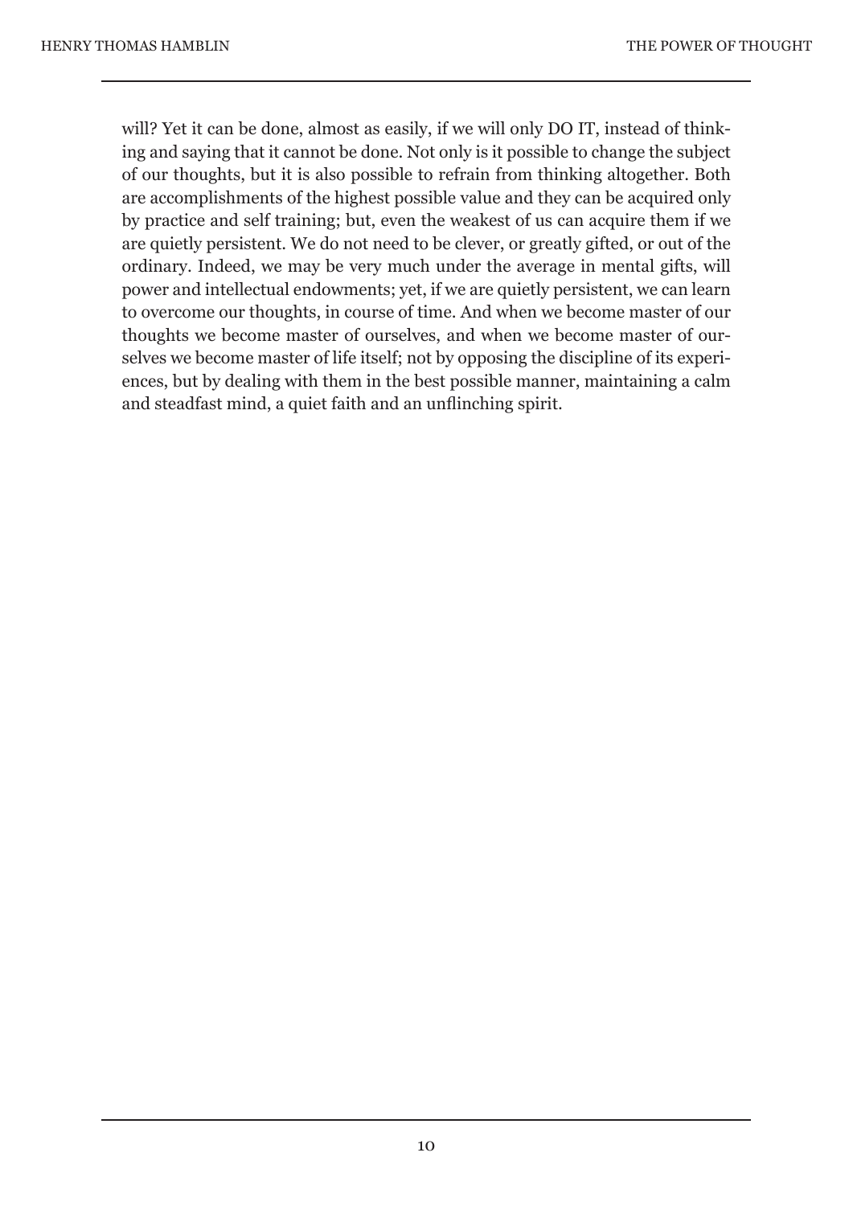will? Yet it can be done, almost as easily, if we will only DO IT, instead of thinking and saying that it cannot be done. Not only is it possible to change the subject of our thoughts, but it is also possible to refrain from thinking altogether. Both are accomplishments of the highest possible value and they can be acquired only by practice and self training; but, even the weakest of us can acquire them if we are quietly persistent. We do not need to be clever, or greatly gifted, or out of the ordinary. Indeed, we may be very much under the average in mental gifts, will power and intellectual endowments; yet, if we are quietly persistent, we can learn to overcome our thoughts, in course of time. And when we become master of our thoughts we become master of ourselves, and when we become master of ourselves we become master of life itself; not by opposing the discipline of its experiences, but by dealing with them in the best possible manner, maintaining a calm and steadfast mind, a quiet faith and an unflinching spirit.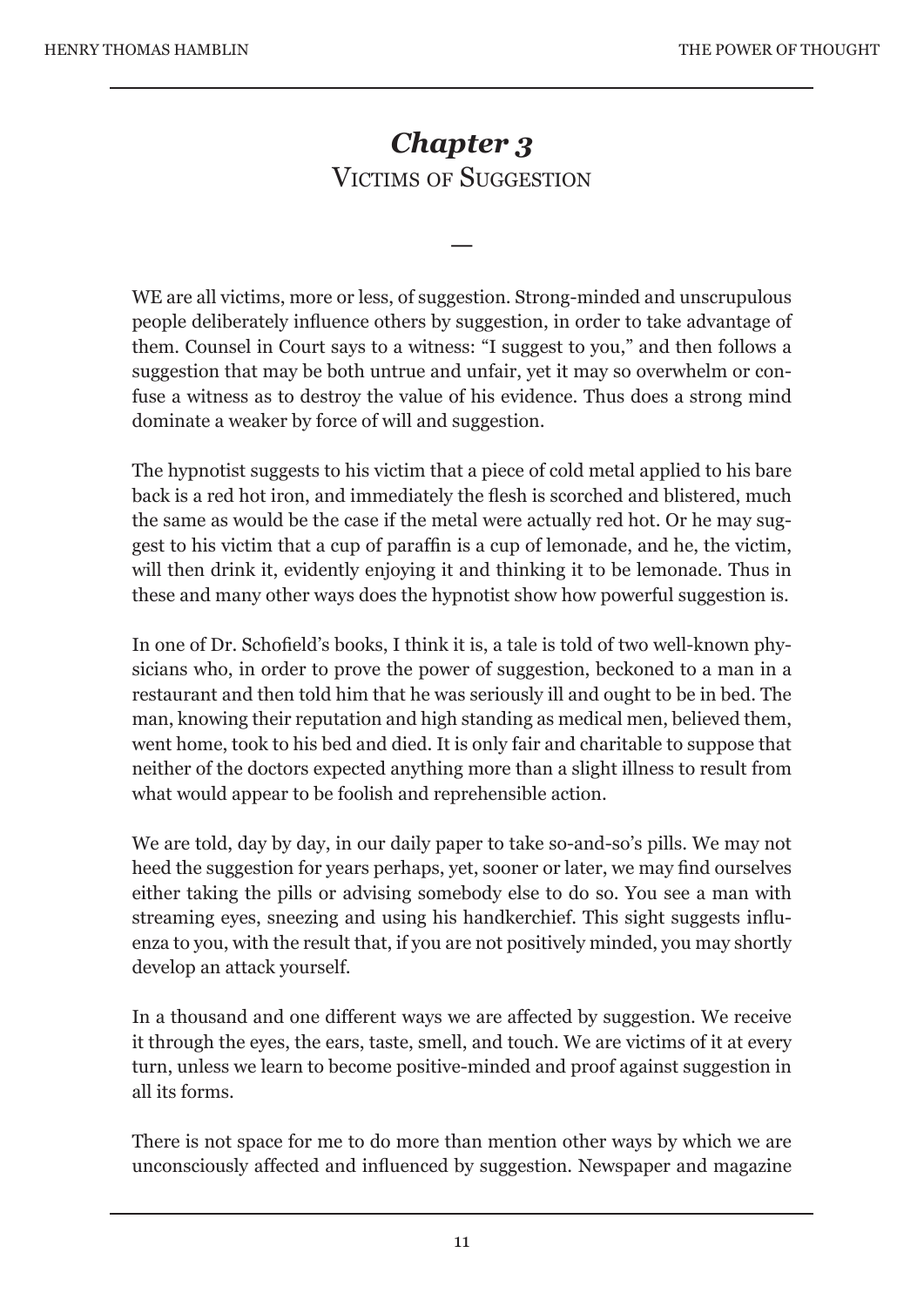# *Chapter 3*
## Victims of Suggestion

—

WE are all victims, more or less, of suggestion. Strong-minded and unscrupulous people deliberately influence others by suggestion, in order to take advantage of them. Counsel in Court says to a witness: "I suggest to you," and then follows a suggestion that may be both untrue and unfair, yet it may so overwhelm or confuse a witness as to destroy the value of his evidence. Thus does a strong mind dominate a weaker by force of will and suggestion.

The hypnotist suggests to his victim that a piece of cold metal applied to his bare back is a red hot iron, and immediately the flesh is scorched and blistered, much the same as would be the case if the metal were actually red hot. Or he may suggest to his victim that a cup of paraffin is a cup of lemonade, and he, the victim, will then drink it, evidently enjoying it and thinking it to be lemonade. Thus in these and many other ways does the hypnotist show how powerful suggestion is.

In one of Dr. Schofield's books, I think it is, a tale is told of two well-known physicians who, in order to prove the power of suggestion, beckoned to a man in a restaurant and then told him that he was seriously ill and ought to be in bed. The man, knowing their reputation and high standing as medical men, believed them, went home, took to his bed and died. It is only fair and charitable to suppose that neither of the doctors expected anything more than a slight illness to result from what would appear to be foolish and reprehensible action.

We are told, day by day, in our daily paper to take so-and-so's pills. We may not heed the suggestion for years perhaps, yet, sooner or later, we may find ourselves either taking the pills or advising somebody else to do so. You see a man with streaming eyes, sneezing and using his handkerchief. This sight suggests influenza to you, with the result that, if you are not positively minded, you may shortly develop an attack yourself.

In a thousand and one different ways we are affected by suggestion. We receive it through the eyes, the ears, taste, smell, and touch. We are victims of it at every turn, unless we learn to become positive-minded and proof against suggestion in all its forms.

There is not space for me to do more than mention other ways by which we are unconsciously affected and influenced by suggestion. Newspaper and magazine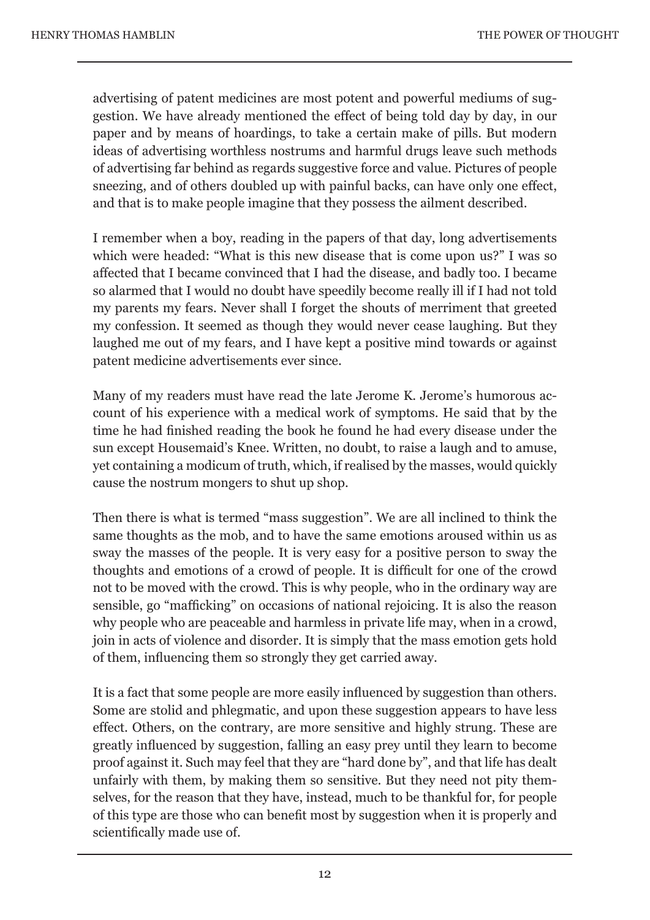advertising of patent medicines are most potent and powerful mediums of suggestion. We have already mentioned the effect of being told day by day, in our paper and by means of hoardings, to take a certain make of pills. But modern ideas of advertising worthless nostrums and harmful drugs leave such methods of advertising far behind as regards suggestive force and value. Pictures of people sneezing, and of others doubled up with painful backs, can have only one effect, and that is to make people imagine that they possess the ailment described.

I remember when a boy, reading in the papers of that day, long advertisements which were headed: "What is this new disease that is come upon us?" I was so affected that I became convinced that I had the disease, and badly too. I became so alarmed that I would no doubt have speedily become really ill if I had not told my parents my fears. Never shall I forget the shouts of merriment that greeted my confession. It seemed as though they would never cease laughing. But they laughed me out of my fears, and I have kept a positive mind towards or against patent medicine advertisements ever since.

Many of my readers must have read the late Jerome K. Jerome's humorous account of his experience with a medical work of symptoms. He said that by the time he had finished reading the book he found he had every disease under the sun except Housemaid's Knee. Written, no doubt, to raise a laugh and to amuse, yet containing a modicum of truth, which, if realised by the masses, would quickly cause the nostrum mongers to shut up shop.

Then there is what is termed "mass suggestion". We are all inclined to think the same thoughts as the mob, and to have the same emotions aroused within us as sway the masses of the people. It is very easy for a positive person to sway the thoughts and emotions of a crowd of people. It is difficult for one of the crowd not to be moved with the crowd. This is why people, who in the ordinary way are sensible, go "mafficking" on occasions of national rejoicing. It is also the reason why people who are peaceable and harmless in private life may, when in a crowd, join in acts of violence and disorder. It is simply that the mass emotion gets hold of them, influencing them so strongly they get carried away.

It is a fact that some people are more easily influenced by suggestion than others. Some are stolid and phlegmatic, and upon these suggestion appears to have less effect. Others, on the contrary, are more sensitive and highly strung. These are greatly influenced by suggestion, falling an easy prey until they learn to become proof against it. Such may feel that they are "hard done by", and that life has dealt unfairly with them, by making them so sensitive. But they need not pity themselves, for the reason that they have, instead, much to be thankful for, for people of this type are those who can benefit most by suggestion when it is properly and scientifically made use of.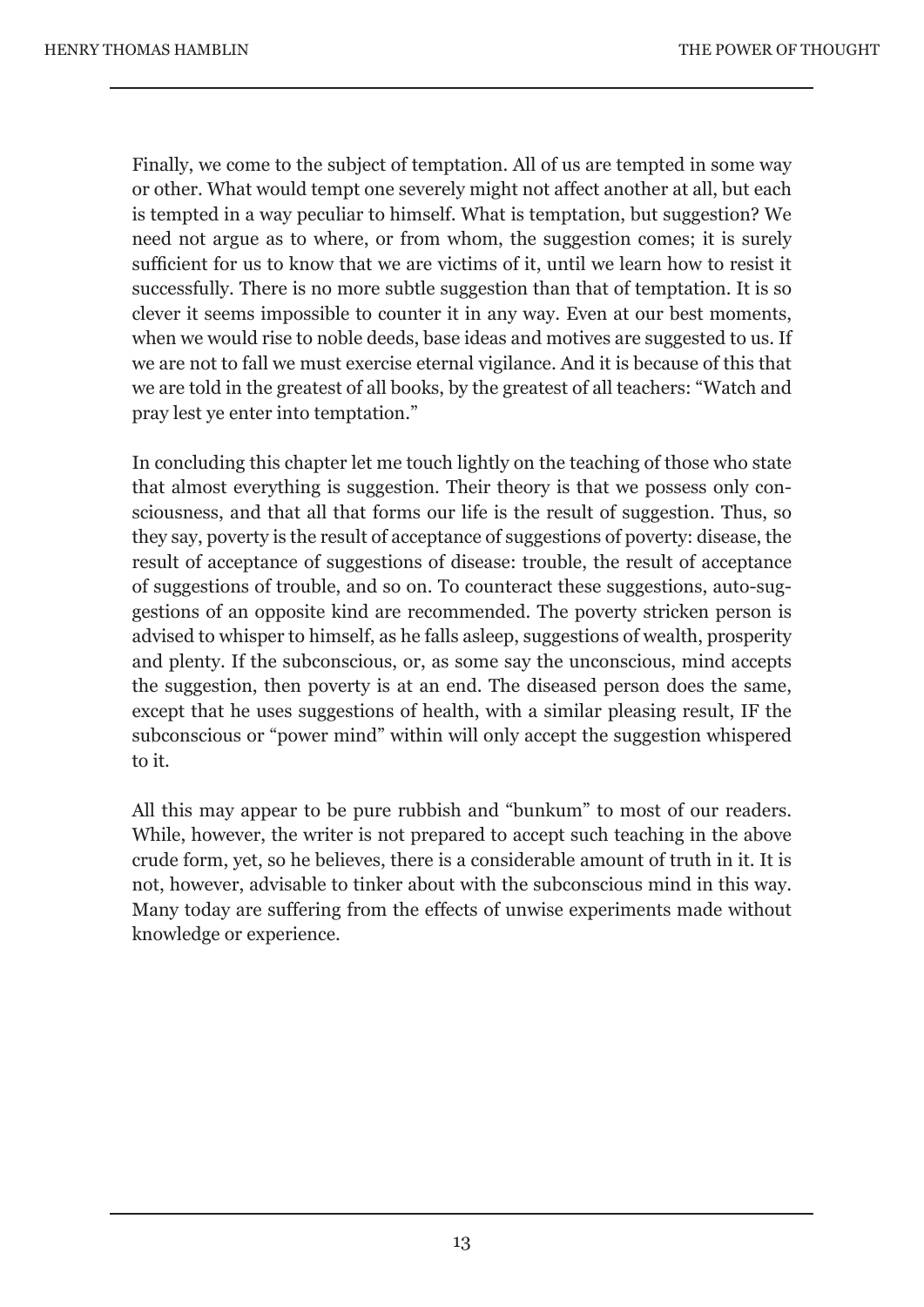Finally, we come to the subject of temptation. All of us are tempted in some way or other. What would tempt one severely might not affect another at all, but each is tempted in a way peculiar to himself. What is temptation, but suggestion? We need not argue as to where, or from whom, the suggestion comes; it is surely sufficient for us to know that we are victims of it, until we learn how to resist it successfully. There is no more subtle suggestion than that of temptation. It is so clever it seems impossible to counter it in any way. Even at our best moments, when we would rise to noble deeds, base ideas and motives are suggested to us. If we are not to fall we must exercise eternal vigilance. And it is because of this that we are told in the greatest of all books, by the greatest of all teachers: "Watch and pray lest ye enter into temptation."

In concluding this chapter let me touch lightly on the teaching of those who state that almost everything is suggestion. Their theory is that we possess only consciousness, and that all that forms our life is the result of suggestion. Thus, so they say, poverty is the result of acceptance of suggestions of poverty: disease, the result of acceptance of suggestions of disease: trouble, the result of acceptance of suggestions of trouble, and so on. To counteract these suggestions, auto-suggestions of an opposite kind are recommended. The poverty stricken person is advised to whisper to himself, as he falls asleep, suggestions of wealth, prosperity and plenty. If the subconscious, or, as some say the unconscious, mind accepts the suggestion, then poverty is at an end. The diseased person does the same, except that he uses suggestions of health, with a similar pleasing result, IF the subconscious or "power mind" within will only accept the suggestion whispered to it.

All this may appear to be pure rubbish and "bunkum" to most of our readers. While, however, the writer is not prepared to accept such teaching in the above crude form, yet, so he believes, there is a considerable amount of truth in it. It is not, however, advisable to tinker about with the subconscious mind in this way. Many today are suffering from the effects of unwise experiments made without knowledge or experience.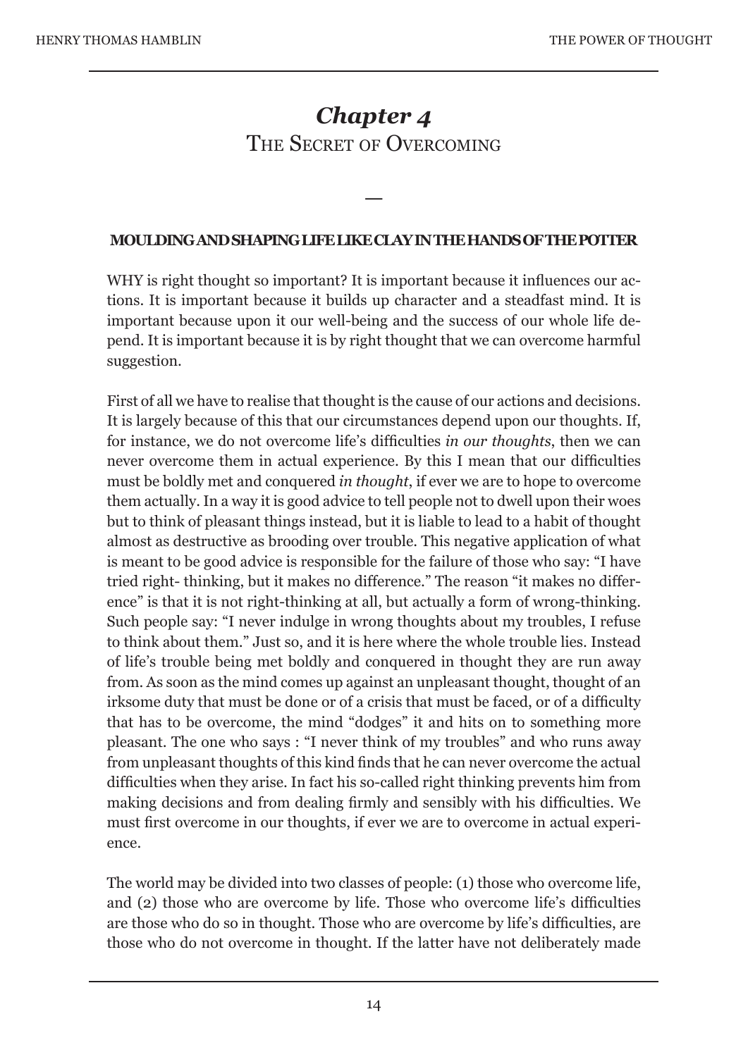# *Chapter 4*
## The Secret of Overcoming

—

**MOULDING AND SHAPING LIFE LIKE CLAY IN THE HANDS OF THE POTTER**

WHY is right thought so important? It is important because it influences our actions. It is important because it builds up character and a steadfast mind. It is important because upon it our well-being and the success of our whole life depend. It is important because it is by right thought that we can overcome harmful suggestion.

First of all we have to realise that thought is the cause of our actions and decisions. It is largely because of this that our circumstances depend upon our thoughts. If, for instance, we do not overcome life's difficulties *in our thoughts*, then we can never overcome them in actual experience. By this I mean that our difficulties must be boldly met and conquered *in thought*, if ever we are to hope to overcome them actually. In a way it is good advice to tell people not to dwell upon their woes but to think of pleasant things instead, but it is liable to lead to a habit of thought almost as destructive as brooding over trouble. This negative application of what is meant to be good advice is responsible for the failure of those who say: "I have tried right- thinking, but it makes no difference." The reason "it makes no difference" is that it is not right-thinking at all, but actually a form of wrong-thinking. Such people say: "I never indulge in wrong thoughts about my troubles, I refuse to think about them." Just so, and it is here where the whole trouble lies. Instead of life's trouble being met boldly and conquered in thought they are run away from. As soon as the mind comes up against an unpleasant thought, thought of an irksome duty that must be done or of a crisis that must be faced, or of a difficulty that has to be overcome, the mind "dodges" it and hits on to something more pleasant. The one who says : "I never think of my troubles" and who runs away from unpleasant thoughts of this kind finds that he can never overcome the actual difficulties when they arise. In fact his so-called right thinking prevents him from making decisions and from dealing firmly and sensibly with his difficulties. We must first overcome in our thoughts, if ever we are to overcome in actual experience.

The world may be divided into two classes of people: (1) those who overcome life, and (2) those who are overcome by life. Those who overcome life's difficulties are those who do so in thought. Those who are overcome by life's difficulties, are those who do not overcome in thought. If the latter have not deliberately made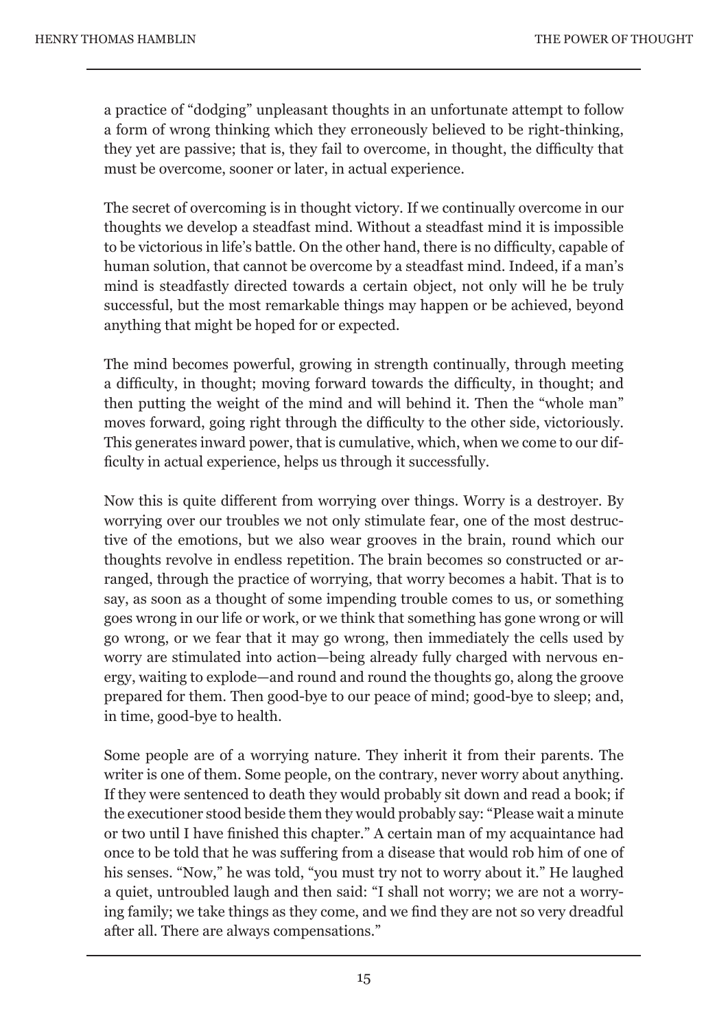a practice of "dodging" unpleasant thoughts in an unfortunate attempt to follow a form of wrong thinking which they erroneously believed to be right-thinking, they yet are passive; that is, they fail to overcome, in thought, the difficulty that must be overcome, sooner or later, in actual experience.

The secret of overcoming is in thought victory. If we continually overcome in our thoughts we develop a steadfast mind. Without a steadfast mind it is impossible to be victorious in life's battle. On the other hand, there is no difficulty, capable of human solution, that cannot be overcome by a steadfast mind. Indeed, if a man's mind is steadfastly directed towards a certain object, not only will he be truly successful, but the most remarkable things may happen or be achieved, beyond anything that might be hoped for or expected.

The mind becomes powerful, growing in strength continually, through meeting a difficulty, in thought; moving forward towards the difficulty, in thought; and then putting the weight of the mind and will behind it. Then the "whole man" moves forward, going right through the difficulty to the other side, victoriously. This generates inward power, that is cumulative, which, when we come to our difficulty in actual experience, helps us through it successfully.

Now this is quite different from worrying over things. Worry is a destroyer. By worrying over our troubles we not only stimulate fear, one of the most destructive of the emotions, but we also wear grooves in the brain, round which our thoughts revolve in endless repetition. The brain becomes so constructed or arranged, through the practice of worrying, that worry becomes a habit. That is to say, as soon as a thought of some impending trouble comes to us, or something goes wrong in our life or work, or we think that something has gone wrong or will go wrong, or we fear that it may go wrong, then immediately the cells used by worry are stimulated into action—being already fully charged with nervous energy, waiting to explode—and round and round the thoughts go, along the groove prepared for them. Then good-bye to our peace of mind; good-bye to sleep; and, in time, good-bye to health.

Some people are of a worrying nature. They inherit it from their parents. The writer is one of them. Some people, on the contrary, never worry about anything. If they were sentenced to death they would probably sit down and read a book; if the executioner stood beside them they would probably say: "Please wait a minute or two until I have finished this chapter." A certain man of my acquaintance had once to be told that he was suffering from a disease that would rob him of one of his senses. "Now," he was told, "you must try not to worry about it." He laughed a quiet, untroubled laugh and then said: "I shall not worry; we are not a worrying family; we take things as they come, and we find they are not so very dreadful after all. There are always compensations."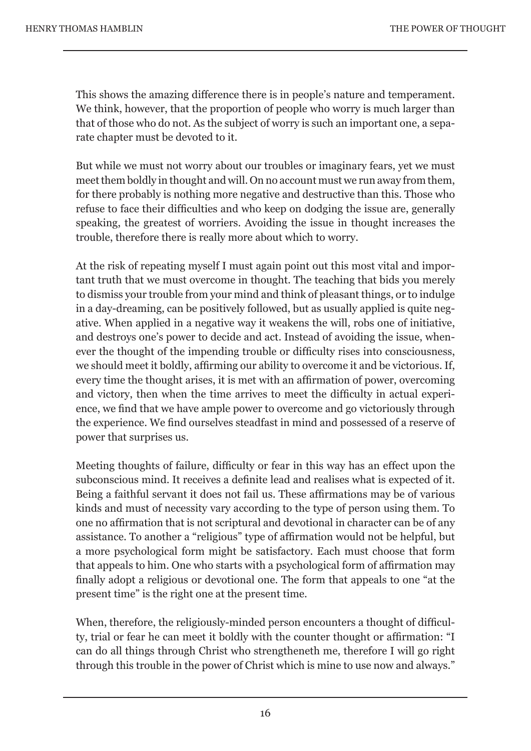This shows the amazing difference there is in people's nature and temperament. We think, however, that the proportion of people who worry is much larger than that of those who do not. As the subject of worry is such an important one, a separate chapter must be devoted to it.

But while we must not worry about our troubles or imaginary fears, yet we must meet them boldly in thought and will. On no account must we run away from them, for there probably is nothing more negative and destructive than this. Those who refuse to face their difficulties and who keep on dodging the issue are, generally speaking, the greatest of worriers. Avoiding the issue in thought increases the trouble, therefore there is really more about which to worry.

At the risk of repeating myself I must again point out this most vital and important truth that we must overcome in thought. The teaching that bids you merely to dismiss your trouble from your mind and think of pleasant things, or to indulge in a day-dreaming, can be positively followed, but as usually applied is quite negative. When applied in a negative way it weakens the will, robs one of initiative, and destroys one's power to decide and act. Instead of avoiding the issue, whenever the thought of the impending trouble or difficulty rises into consciousness, we should meet it boldly, affirming our ability to overcome it and be victorious. If, every time the thought arises, it is met with an affirmation of power, overcoming and victory, then when the time arrives to meet the difficulty in actual experience, we find that we have ample power to overcome and go victoriously through the experience. We find ourselves steadfast in mind and possessed of a reserve of power that surprises us.

Meeting thoughts of failure, difficulty or fear in this way has an effect upon the subconscious mind. It receives a definite lead and realises what is expected of it. Being a faithful servant it does not fail us. These affirmations may be of various kinds and must of necessity vary according to the type of person using them. To one no affirmation that is not scriptural and devotional in character can be of any assistance. To another a "religious" type of affirmation would not be helpful, but a more psychological form might be satisfactory. Each must choose that form that appeals to him. One who starts with a psychological form of affirmation may finally adopt a religious or devotional one. The form that appeals to one "at the present time" is the right one at the present time.

When, therefore, the religiously-minded person encounters a thought of difficulty, trial or fear he can meet it boldly with the counter thought or affirmation: "I can do all things through Christ who strengtheneth me, therefore I will go right through this trouble in the power of Christ which is mine to use now and always."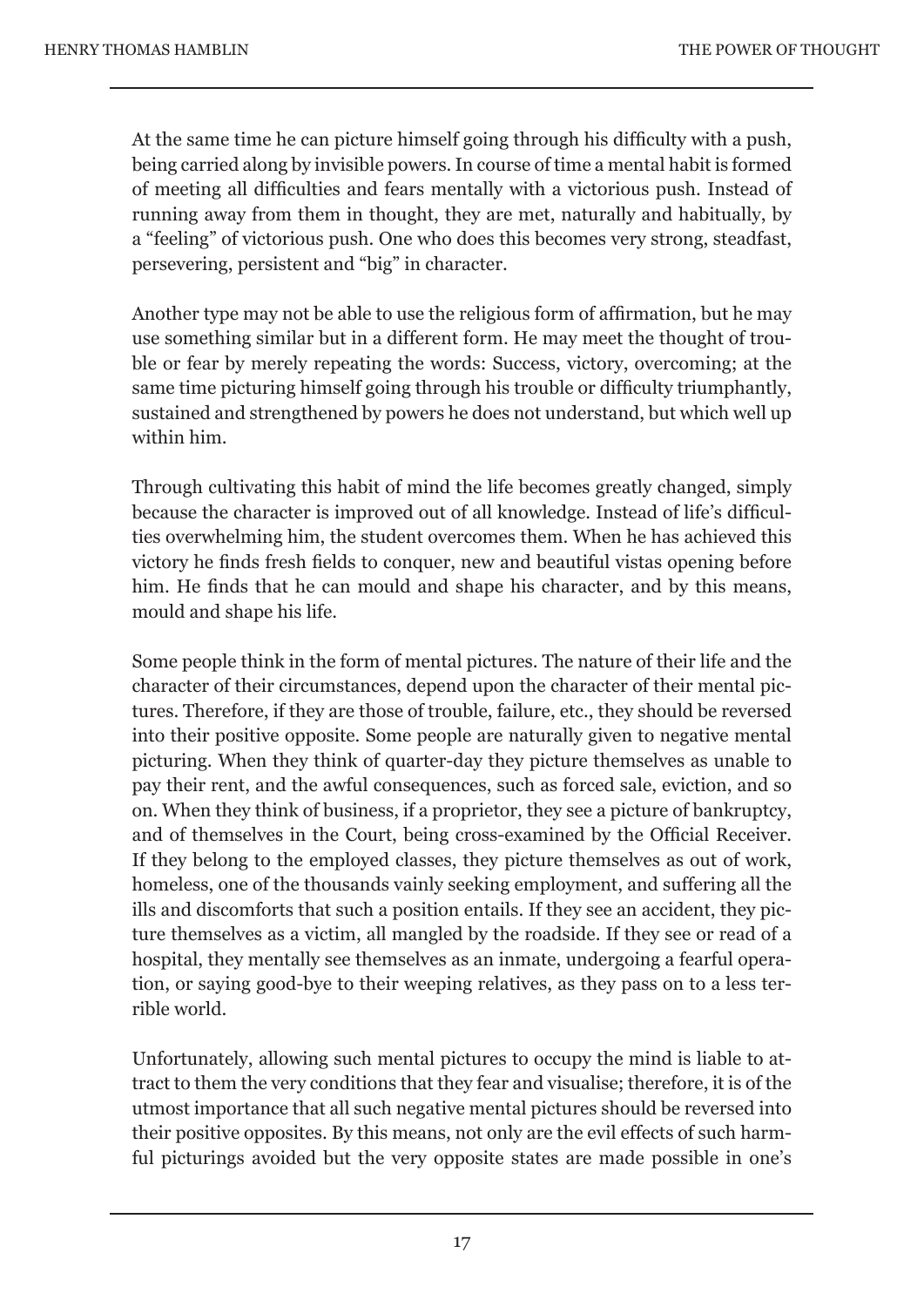At the same time he can picture himself going through his difficulty with a push, being carried along by invisible powers. In course of time a mental habit is formed of meeting all difficulties and fears mentally with a victorious push. Instead of running away from them in thought, they are met, naturally and habitually, by a "feeling" of victorious push. One who does this becomes very strong, steadfast, persevering, persistent and "big" in character.

Another type may not be able to use the religious form of affirmation, but he may use something similar but in a different form. He may meet the thought of trouble or fear by merely repeating the words: Success, victory, overcoming; at the same time picturing himself going through his trouble or difficulty triumphantly, sustained and strengthened by powers he does not understand, but which well up within him.

Through cultivating this habit of mind the life becomes greatly changed, simply because the character is improved out of all knowledge. Instead of life's difficulties overwhelming him, the student overcomes them. When he has achieved this victory he finds fresh fields to conquer, new and beautiful vistas opening before him. He finds that he can mould and shape his character, and by this means, mould and shape his life.

Some people think in the form of mental pictures. The nature of their life and the character of their circumstances, depend upon the character of their mental pictures. Therefore, if they are those of trouble, failure, etc., they should be reversed into their positive opposite. Some people are naturally given to negative mental picturing. When they think of quarter-day they picture themselves as unable to pay their rent, and the awful consequences, such as forced sale, eviction, and so on. When they think of business, if a proprietor, they see a picture of bankruptcy, and of themselves in the Court, being cross-examined by the Official Receiver. If they belong to the employed classes, they picture themselves as out of work, homeless, one of the thousands vainly seeking employment, and suffering all the ills and discomforts that such a position entails. If they see an accident, they picture themselves as a victim, all mangled by the roadside. If they see or read of a hospital, they mentally see themselves as an inmate, undergoing a fearful operation, or saying good-bye to their weeping relatives, as they pass on to a less terrible world.

Unfortunately, allowing such mental pictures to occupy the mind is liable to attract to them the very conditions that they fear and visualise; therefore, it is of the utmost importance that all such negative mental pictures should be reversed into their positive opposites. By this means, not only are the evil effects of such harmful picturings avoided but the very opposite states are made possible in one's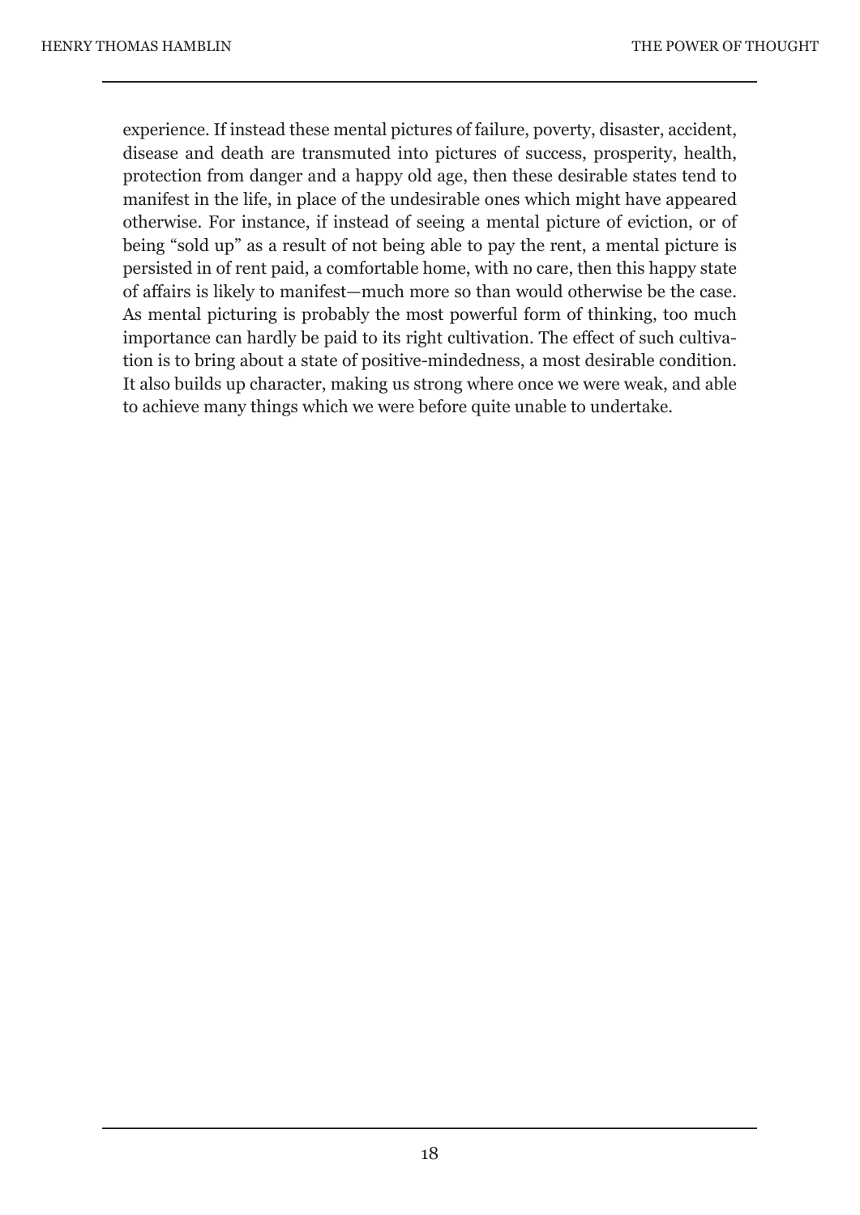experience. If instead these mental pictures of failure, poverty, disaster, accident, disease and death are transmuted into pictures of success, prosperity, health, protection from danger and a happy old age, then these desirable states tend to manifest in the life, in place of the undesirable ones which might have appeared otherwise. For instance, if instead of seeing a mental picture of eviction, or of being "sold up" as a result of not being able to pay the rent, a mental picture is persisted in of rent paid, a comfortable home, with no care, then this happy state of affairs is likely to manifest—much more so than would otherwise be the case. As mental picturing is probably the most powerful form of thinking, too much importance can hardly be paid to its right cultivation. The effect of such cultivation is to bring about a state of positive-mindedness, a most desirable condition. It also builds up character, making us strong where once we were weak, and able to achieve many things which we were before quite unable to undertake.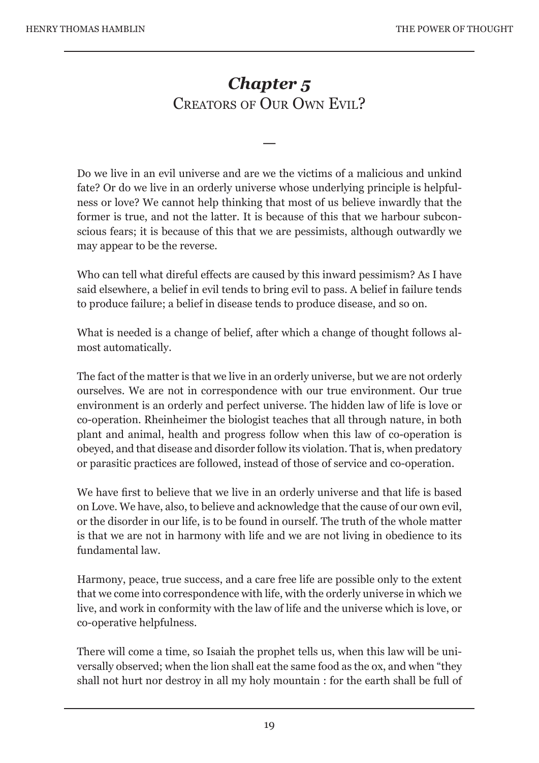# *Chapter 5*
## Creators of Our Own Evil?

—

Do we live in an evil universe and are we the victims of a malicious and unkind fate? Or do we live in an orderly universe whose underlying principle is helpfulness or love? We cannot help thinking that most of us believe inwardly that the former is true, and not the latter. It is because of this that we harbour subconscious fears; it is because of this that we are pessimists, although outwardly we may appear to be the reverse.

Who can tell what direful effects are caused by this inward pessimism? As I have said elsewhere, a belief in evil tends to bring evil to pass. A belief in failure tends to produce failure; a belief in disease tends to produce disease, and so on.

What is needed is a change of belief, after which a change of thought follows almost automatically.

The fact of the matter is that we live in an orderly universe, but we are not orderly ourselves. We are not in correspondence with our true environment. Our true environment is an orderly and perfect universe. The hidden law of life is love or co-operation. Rheinheimer the biologist teaches that all through nature, in both plant and animal, health and progress follow when this law of co-operation is obeyed, and that disease and disorder follow its violation. That is, when predatory or parasitic practices are followed, instead of those of service and co-operation.

We have first to believe that we live in an orderly universe and that life is based on Love. We have, also, to believe and acknowledge that the cause of our own evil, or the disorder in our life, is to be found in ourself. The truth of the whole matter is that we are not in harmony with life and we are not living in obedience to its fundamental law.

Harmony, peace, true success, and a care free life are possible only to the extent that we come into correspondence with life, with the orderly universe in which we live, and work in conformity with the law of life and the universe which is love, or co-operative helpfulness.

There will come a time, so Isaiah the prophet tells us, when this law will be universally observed; when the lion shall eat the same food as the ox, and when "they shall not hurt nor destroy in all my holy mountain : for the earth shall be full of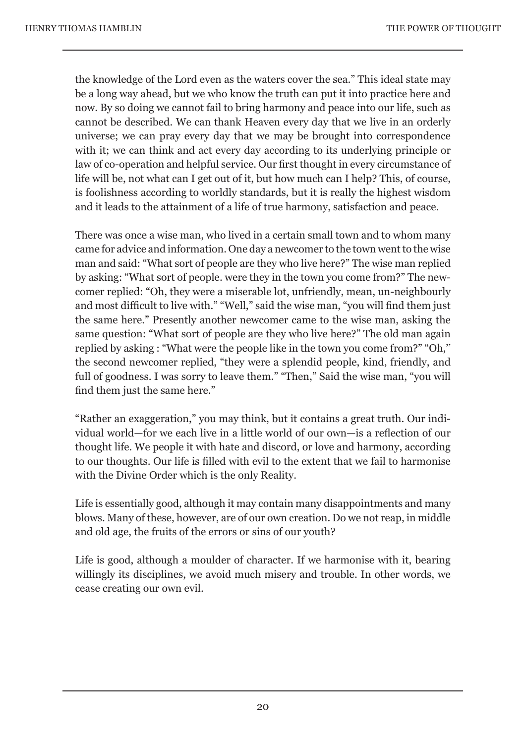the knowledge of the Lord even as the waters cover the sea." This ideal state may be a long way ahead, but we who know the truth can put it into practice here and now. By so doing we cannot fail to bring harmony and peace into our life, such as cannot be described. We can thank Heaven every day that we live in an orderly universe; we can pray every day that we may be brought into correspondence with it; we can think and act every day according to its underlying principle or law of co-operation and helpful service. Our first thought in every circumstance of life will be, not what can I get out of it, but how much can I help? This, of course, is foolishness according to worldly standards, but it is really the highest wisdom and it leads to the attainment of a life of true harmony, satisfaction and peace.

There was once a wise man, who lived in a certain small town and to whom many came for advice and information. One day a newcomer to the town went to the wise man and said: "What sort of people are they who live here?" The wise man replied by asking: "What sort of people. were they in the town you come from?" The newcomer replied: "Oh, they were a miserable lot, unfriendly, mean, un-neighbourly and most difficult to live with." "Well," said the wise man, "you will find them just the same here." Presently another newcomer came to the wise man, asking the same question: "What sort of people are they who live here?" The old man again replied by asking : "What were the people like in the town you come from?" "Oh," the second newcomer replied, "they were a splendid people, kind, friendly, and full of goodness. I was sorry to leave them." "Then," Said the wise man, "you will find them just the same here."

"Rather an exaggeration," you may think, but it contains a great truth. Our individual world—for we each live in a little world of our own—is a reflection of our thought life. We people it with hate and discord, or love and harmony, according to our thoughts. Our life is filled with evil to the extent that we fail to harmonise with the Divine Order which is the only Reality.

Life is essentially good, although it may contain many disappointments and many blows. Many of these, however, are of our own creation. Do we not reap, in middle and old age, the fruits of the errors or sins of our youth?

Life is good, although a moulder of character. If we harmonise with it, bearing willingly its disciplines, we avoid much misery and trouble. In other words, we cease creating our own evil.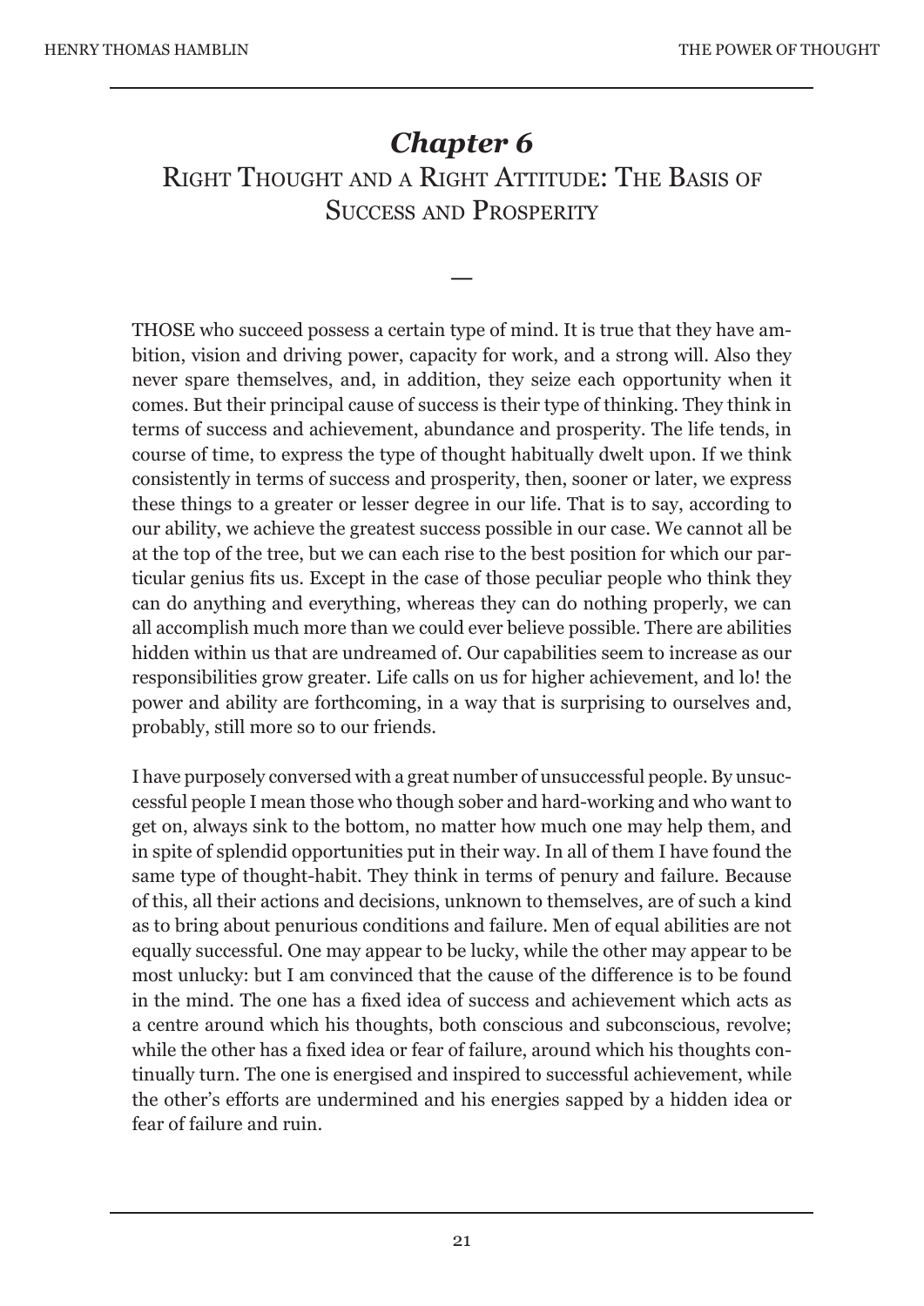# *Chapter 6*

## Right Thought and a Right Attitude: The Basis of Success and Prosperity

—

THOSE who succeed possess a certain type of mind. It is true that they have ambition, vision and driving power, capacity for work, and a strong will. Also they never spare themselves, and, in addition, they seize each opportunity when it comes. But their principal cause of success is their type of thinking. They think in terms of success and achievement, abundance and prosperity. The life tends, in course of time, to express the type of thought habitually dwelt upon. If we think consistently in terms of success and prosperity, then, sooner or later, we express these things to a greater or lesser degree in our life. That is to say, according to our ability, we achieve the greatest success possible in our case. We cannot all be at the top of the tree, but we can each rise to the best position for which our particular genius fits us. Except in the case of those peculiar people who think they can do anything and everything, whereas they can do nothing properly, we can all accomplish much more than we could ever believe possible. There are abilities hidden within us that are undreamed of. Our capabilities seem to increase as our responsibilities grow greater. Life calls on us for higher achievement, and lo! the power and ability are forthcoming, in a way that is surprising to ourselves and, probably, still more so to our friends.

I have purposely conversed with a great number of unsuccessful people. By unsuccessful people I mean those who though sober and hard-working and who want to get on, always sink to the bottom, no matter how much one may help them, and in spite of splendid opportunities put in their way. In all of them I have found the same type of thought-habit. They think in terms of penury and failure. Because of this, all their actions and decisions, unknown to themselves, are of such a kind as to bring about penurious conditions and failure. Men of equal abilities are not equally successful. One may appear to be lucky, while the other may appear to be most unlucky: but I am convinced that the cause of the difference is to be found in the mind. The one has a fixed idea of success and achievement which acts as a centre around which his thoughts, both conscious and subconscious, revolve; while the other has a fixed idea or fear of failure, around which his thoughts continually turn. The one is energised and inspired to successful achievement, while the other's efforts are undermined and his energies sapped by a hidden idea or fear of failure and ruin.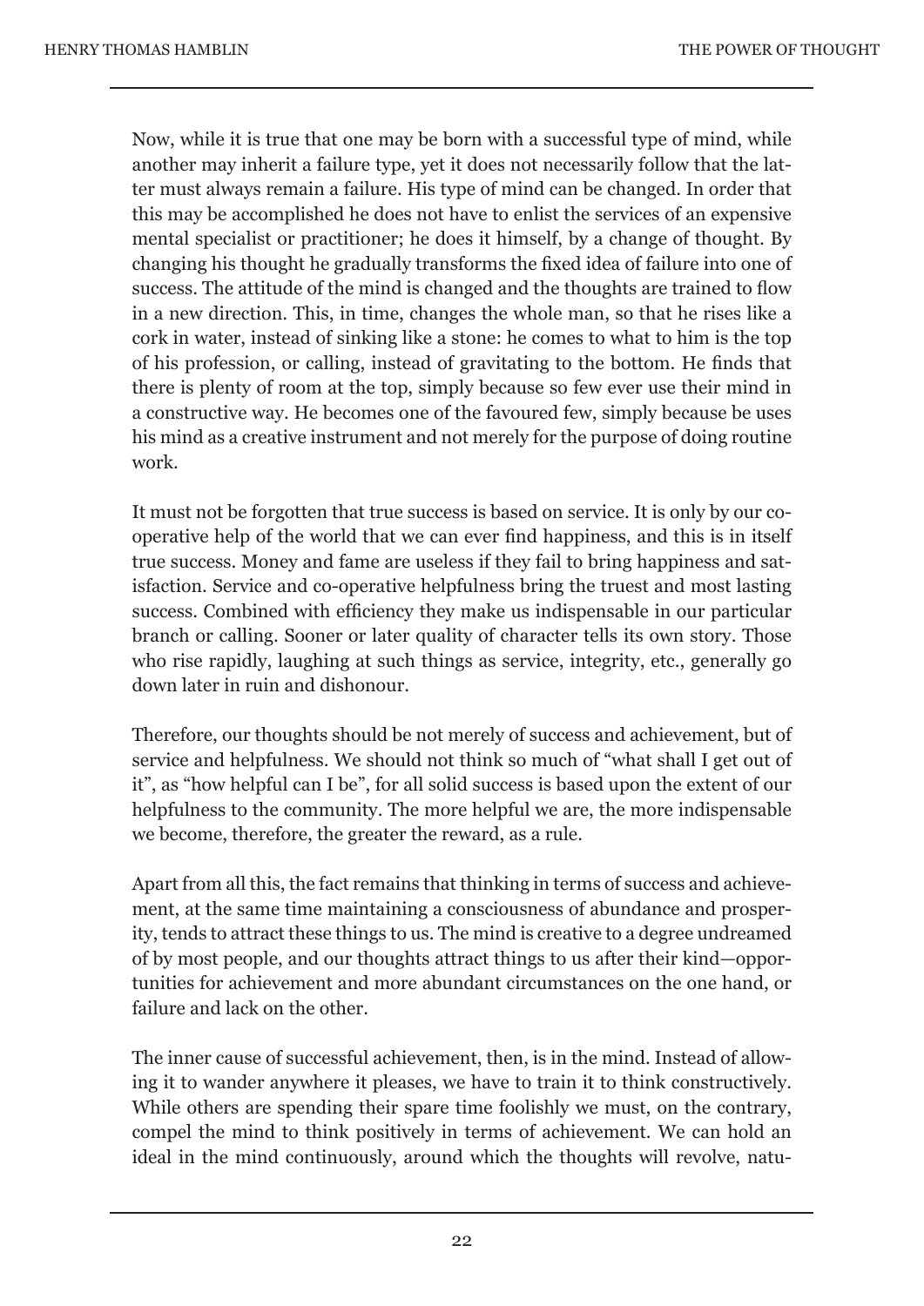Now, while it is true that one may be born with a successful type of mind, while another may inherit a failure type, yet it does not necessarily follow that the latter must always remain a failure. His type of mind can be changed. In order that this may be accomplished he does not have to enlist the services of an expensive mental specialist or practitioner; he does it himself, by a change of thought. By changing his thought he gradually transforms the fixed idea of failure into one of success. The attitude of the mind is changed and the thoughts are trained to flow in a new direction. This, in time, changes the whole man, so that he rises like a cork in water, instead of sinking like a stone: he comes to what to him is the top of his profession, or calling, instead of gravitating to the bottom. He finds that there is plenty of room at the top, simply because so few ever use their mind in a constructive way. He becomes one of the favoured few, simply because be uses his mind as a creative instrument and not merely for the purpose of doing routine work.

It must not be forgotten that true success is based on service. It is only by our co-operative help of the world that we can ever find happiness, and this is in itself true success. Money and fame are useless if they fail to bring happiness and satisfaction. Service and co-operative helpfulness bring the truest and most lasting success. Combined with efficiency they make us indispensable in our particular branch or calling. Sooner or later quality of character tells its own story. Those who rise rapidly, laughing at such things as service, integrity, etc., generally go down later in ruin and dishonour.

Therefore, our thoughts should be not merely of success and achievement, but of service and helpfulness. We should not think so much of "what shall I get out of it", as "how helpful can I be", for all solid success is based upon the extent of our helpfulness to the community. The more helpful we are, the more indispensable we become, therefore, the greater the reward, as a rule.

Apart from all this, the fact remains that thinking in terms of success and achievement, at the same time maintaining a consciousness of abundance and prosperity, tends to attract these things to us. The mind is creative to a degree undreamed of by most people, and our thoughts attract things to us after their kind—opportunities for achievement and more abundant circumstances on the one hand, or failure and lack on the other.

The inner cause of successful achievement, then, is in the mind. Instead of allowing it to wander anywhere it pleases, we have to train it to think constructively. While others are spending their spare time foolishly we must, on the contrary, compel the mind to think positively in terms of achievement. We can hold an ideal in the mind continuously, around which the thoughts will revolve, natu-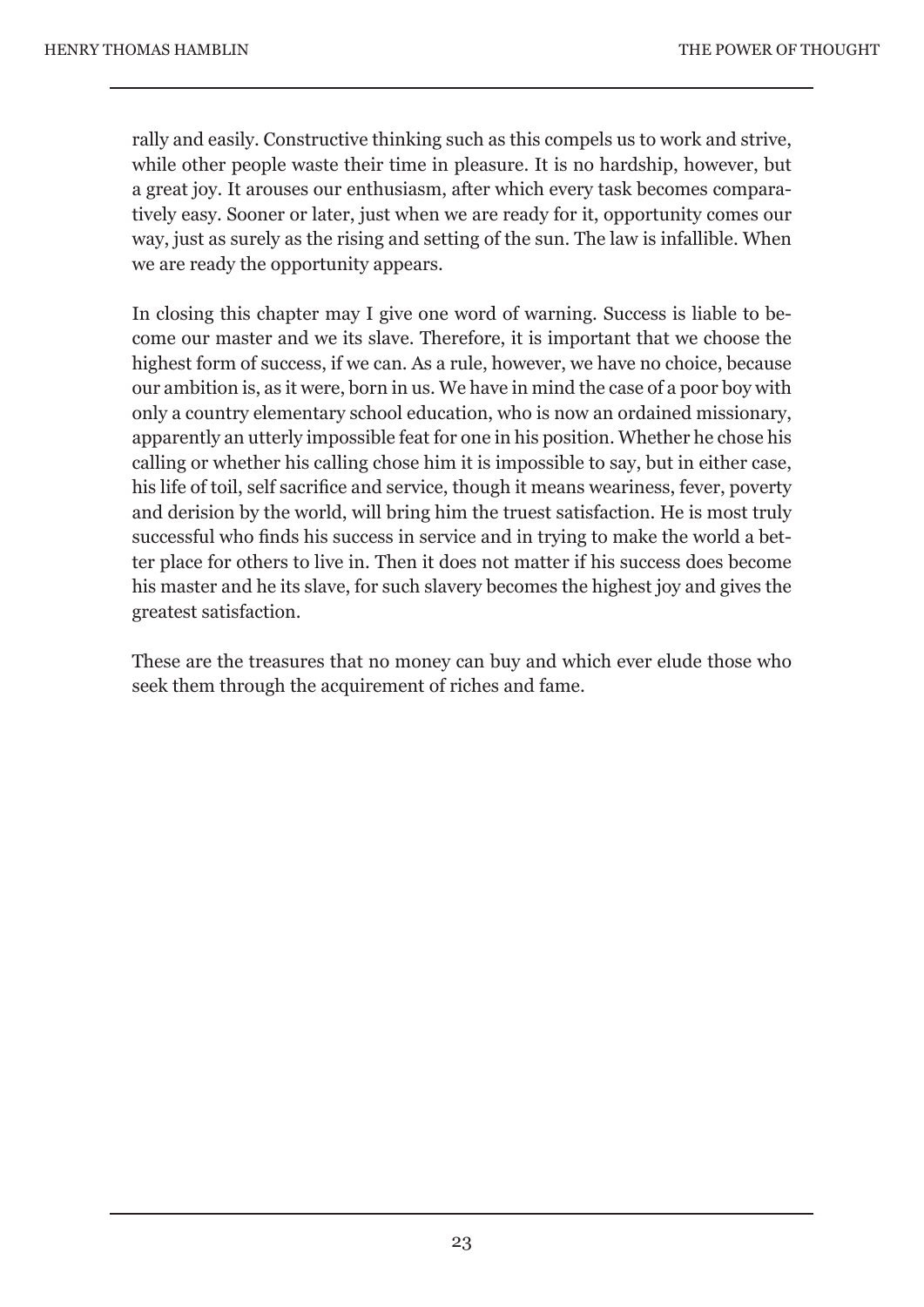rally and easily. Constructive thinking such as this compels us to work and strive, while other people waste their time in pleasure. It is no hardship, however, but a great joy. It arouses our enthusiasm, after which every task becomes comparatively easy. Sooner or later, just when we are ready for it, opportunity comes our way, just as surely as the rising and setting of the sun. The law is infallible. When we are ready the opportunity appears.

In closing this chapter may I give one word of warning. Success is liable to become our master and we its slave. Therefore, it is important that we choose the highest form of success, if we can. As a rule, however, we have no choice, because our ambition is, as it were, born in us. We have in mind the case of a poor boy with only a country elementary school education, who is now an ordained missionary, apparently an utterly impossible feat for one in his position. Whether he chose his calling or whether his calling chose him it is impossible to say, but in either case, his life of toil, self sacrifice and service, though it means weariness, fever, poverty and derision by the world, will bring him the truest satisfaction. He is most truly successful who finds his success in service and in trying to make the world a better place for others to live in. Then it does not matter if his success does become his master and he its slave, for such slavery becomes the highest joy and gives the greatest satisfaction.

These are the treasures that no money can buy and which ever elude those who seek them through the acquirement of riches and fame.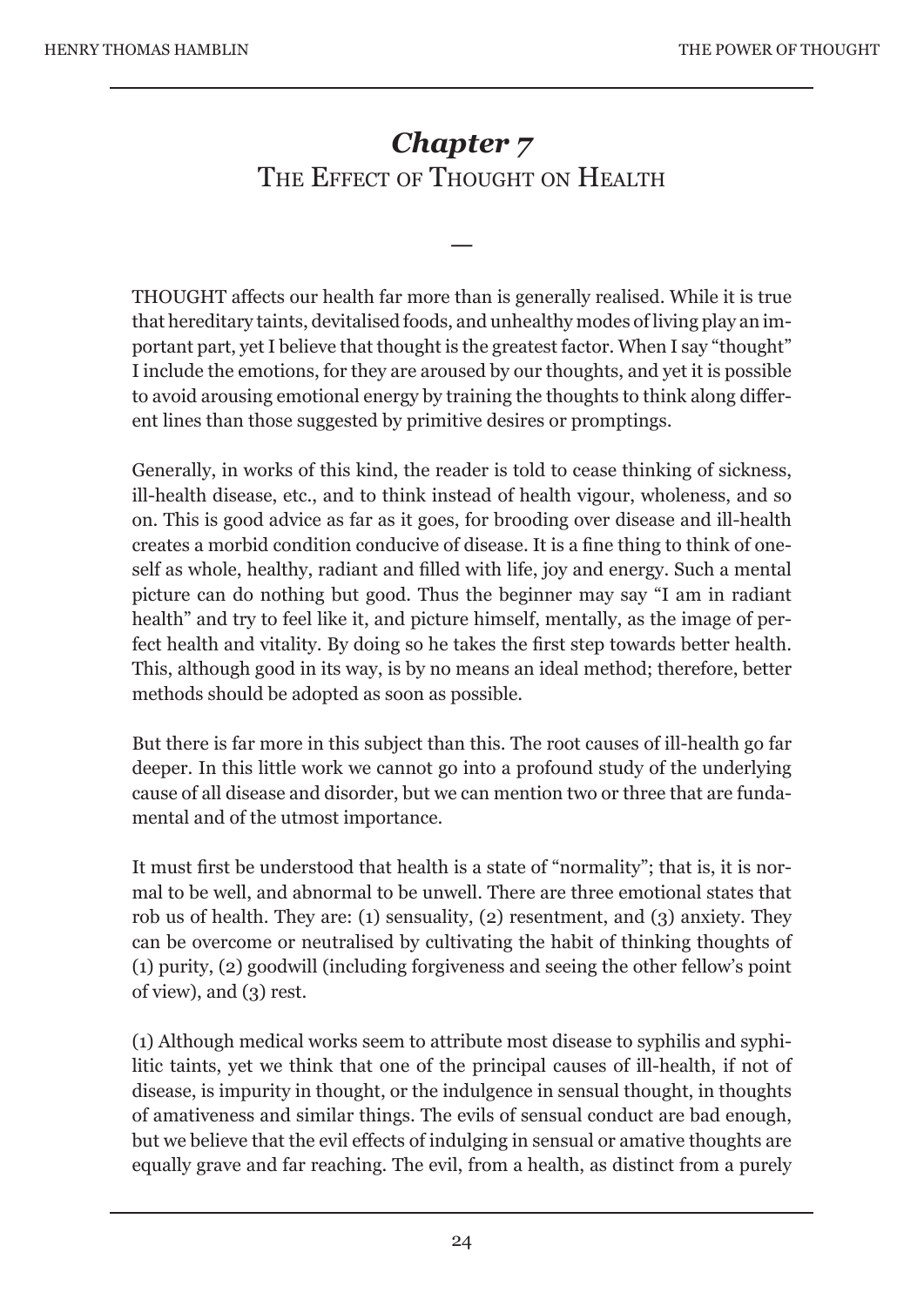# *Chapter 7*
## The Effect of Thought on Health

—

THOUGHT affects our health far more than is generally realised. While it is true that hereditary taints, devitalised foods, and unhealthy modes of living play an important part, yet I believe that thought is the greatest factor. When I say "thought" I include the emotions, for they are aroused by our thoughts, and yet it is possible to avoid arousing emotional energy by training the thoughts to think along different lines than those suggested by primitive desires or promptings.

Generally, in works of this kind, the reader is told to cease thinking of sickness, ill-health disease, etc., and to think instead of health vigour, wholeness, and so on. This is good advice as far as it goes, for brooding over disease and ill-health creates a morbid condition conducive of disease. It is a fine thing to think of oneself as whole, healthy, radiant and filled with life, joy and energy. Such a mental picture can do nothing but good. Thus the beginner may say "I am in radiant health" and try to feel like it, and picture himself, mentally, as the image of perfect health and vitality. By doing so he takes the first step towards better health. This, although good in its way, is by no means an ideal method; therefore, better methods should be adopted as soon as possible.

But there is far more in this subject than this. The root causes of ill-health go far deeper. In this little work we cannot go into a profound study of the underlying cause of all disease and disorder, but we can mention two or three that are fundamental and of the utmost importance.

It must first be understood that health is a state of "normality"; that is, it is normal to be well, and abnormal to be unwell. There are three emotional states that rob us of health. They are: (1) sensuality, (2) resentment, and (3) anxiety. They can be overcome or neutralised by cultivating the habit of thinking thoughts of (1) purity, (2) goodwill (including forgiveness and seeing the other fellow's point of view), and (3) rest.

(1) Although medical works seem to attribute most disease to syphilis and syphilitic taints, yet we think that one of the principal causes of ill-health, if not of disease, is impurity in thought, or the indulgence in sensual thought, in thoughts of amativeness and similar things. The evils of sensual conduct are bad enough, but we believe that the evil effects of indulging in sensual or amative thoughts are equally grave and far reaching. The evil, from a health, as distinct from a purely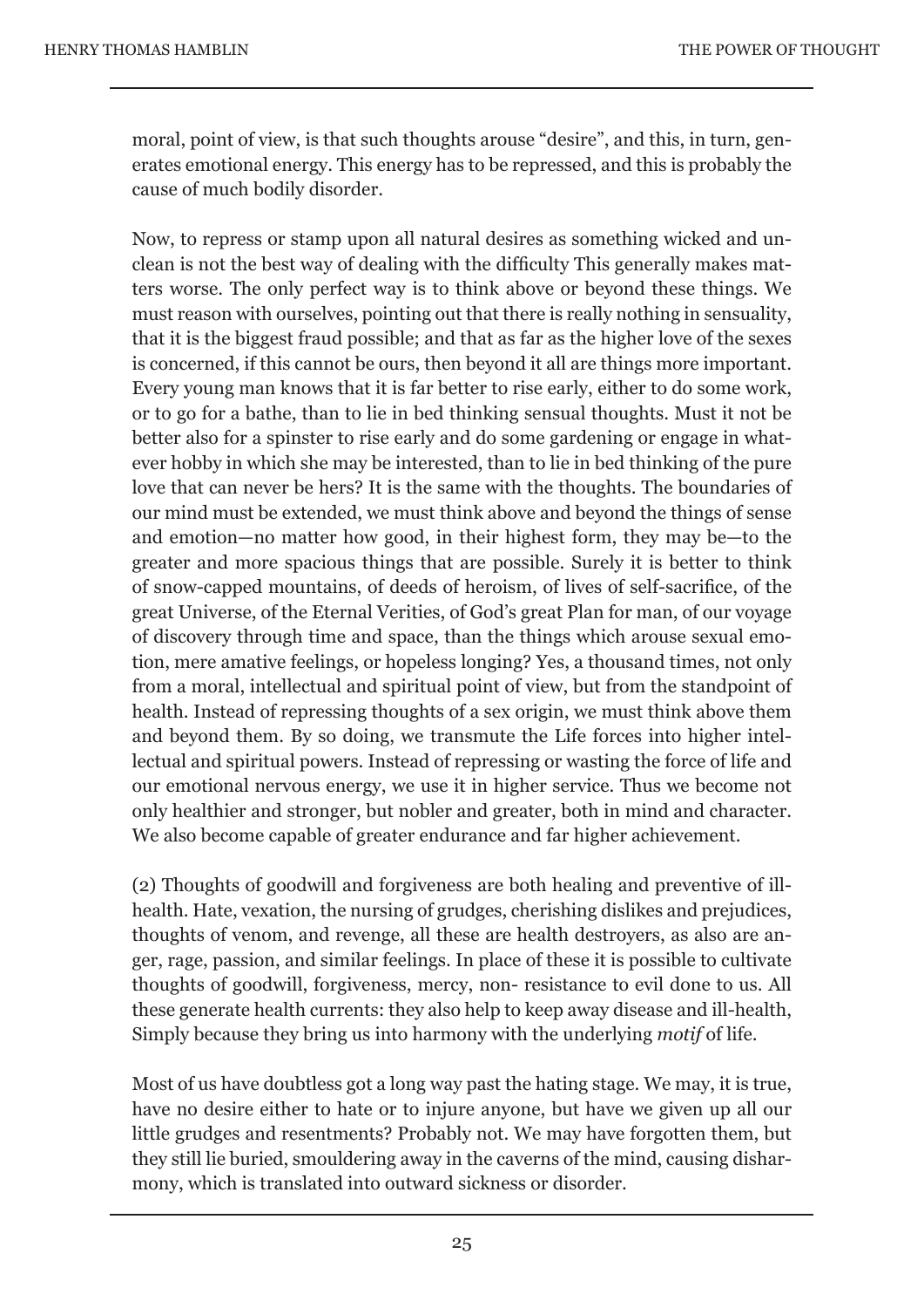moral, point of view, is that such thoughts arouse "desire", and this, in turn, generates emotional energy. This energy has to be repressed, and this is probably the cause of much bodily disorder.

Now, to repress or stamp upon all natural desires as something wicked and unclean is not the best way of dealing with the difficulty This generally makes matters worse. The only perfect way is to think above or beyond these things. We must reason with ourselves, pointing out that there is really nothing in sensuality, that it is the biggest fraud possible; and that as far as the higher love of the sexes is concerned, if this cannot be ours, then beyond it all are things more important. Every young man knows that it is far better to rise early, either to do some work, or to go for a bathe, than to lie in bed thinking sensual thoughts. Must it not be better also for a spinster to rise early and do some gardening or engage in whatever hobby in which she may be interested, than to lie in bed thinking of the pure love that can never be hers? It is the same with the thoughts. The boundaries of our mind must be extended, we must think above and beyond the things of sense and emotion—no matter how good, in their highest form, they may be—to the greater and more spacious things that are possible. Surely it is better to think of snow-capped mountains, of deeds of heroism, of lives of self-sacrifice, of the great Universe, of the Eternal Verities, of God's great Plan for man, of our voyage of discovery through time and space, than the things which arouse sexual emotion, mere amative feelings, or hopeless longing? Yes, a thousand times, not only from a moral, intellectual and spiritual point of view, but from the standpoint of health. Instead of repressing thoughts of a sex origin, we must think above them and beyond them. By so doing, we transmute the Life forces into higher intellectual and spiritual powers. Instead of repressing or wasting the force of life and our emotional nervous energy, we use it in higher service. Thus we become not only healthier and stronger, but nobler and greater, both in mind and character. We also become capable of greater endurance and far higher achievement.

(2) Thoughts of goodwill and forgiveness are both healing and preventive of ill-health. Hate, vexation, the nursing of grudges, cherishing dislikes and prejudices, thoughts of venom, and revenge, all these are health destroyers, as also are anger, rage, passion, and similar feelings. In place of these it is possible to cultivate thoughts of goodwill, forgiveness, mercy, non- resistance to evil done to us. All these generate health currents: they also help to keep away disease and ill-health, Simply because they bring us into harmony with the underlying *motif* of life.

Most of us have doubtless got a long way past the hating stage. We may, it is true, have no desire either to hate or to injure anyone, but have we given up all our little grudges and resentments? Probably not. We may have forgotten them, but they still lie buried, smouldering away in the caverns of the mind, causing disharmony, which is translated into outward sickness or disorder.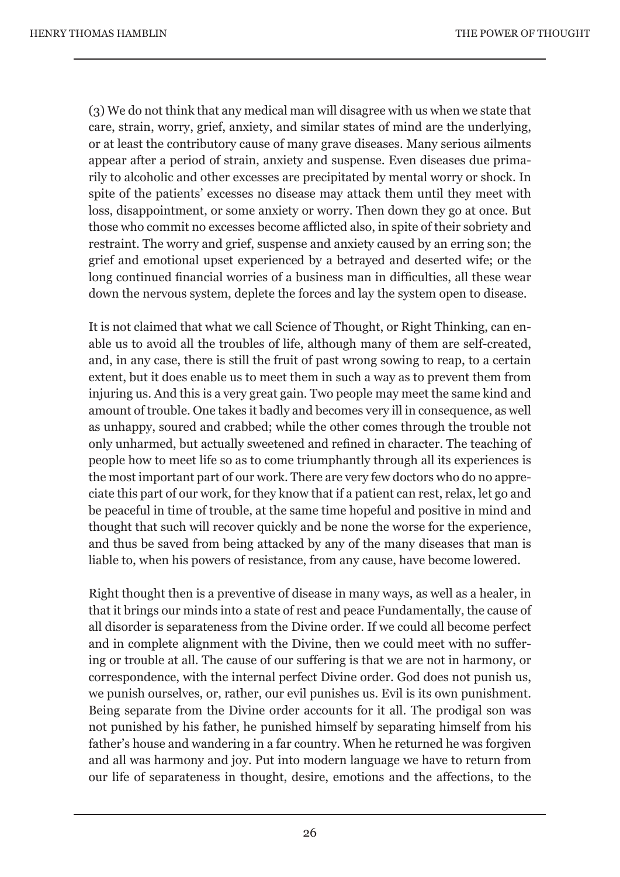(3) We do not think that any medical man will disagree with us when we state that care, strain, worry, grief, anxiety, and similar states of mind are the underlying, or at least the contributory cause of many grave diseases. Many serious ailments appear after a period of strain, anxiety and suspense. Even diseases due primarily to alcoholic and other excesses are precipitated by mental worry or shock. In spite of the patients' excesses no disease may attack them until they meet with loss, disappointment, or some anxiety or worry. Then down they go at once. But those who commit no excesses become afflicted also, in spite of their sobriety and restraint. The worry and grief, suspense and anxiety caused by an erring son; the grief and emotional upset experienced by a betrayed and deserted wife; or the long continued financial worries of a business man in difficulties, all these wear down the nervous system, deplete the forces and lay the system open to disease.

It is not claimed that what we call Science of Thought, or Right Thinking, can enable us to avoid all the troubles of life, although many of them are self-created, and, in any case, there is still the fruit of past wrong sowing to reap, to a certain extent, but it does enable us to meet them in such a way as to prevent them from injuring us. And this is a very great gain. Two people may meet the same kind and amount of trouble. One takes it badly and becomes very ill in consequence, as well as unhappy, soured and crabbed; while the other comes through the trouble not only unharmed, but actually sweetened and refined in character. The teaching of people how to meet life so as to come triumphantly through all its experiences is the most important part of our work. There are very few doctors who do no appreciate this part of our work, for they know that if a patient can rest, relax, let go and be peaceful in time of trouble, at the same time hopeful and positive in mind and thought that such will recover quickly and be none the worse for the experience, and thus be saved from being attacked by any of the many diseases that man is liable to, when his powers of resistance, from any cause, have become lowered.

Right thought then is a preventive of disease in many ways, as well as a healer, in that it brings our minds into a state of rest and peace Fundamentally, the cause of all disorder is separateness from the Divine order. If we could all become perfect and in complete alignment with the Divine, then we could meet with no suffering or trouble at all. The cause of our suffering is that we are not in harmony, or correspondence, with the internal perfect Divine order. God does not punish us, we punish ourselves, or, rather, our evil punishes us. Evil is its own punishment. Being separate from the Divine order accounts for it all. The prodigal son was not punished by his father, he punished himself by separating himself from his father's house and wandering in a far country. When he returned he was forgiven and all was harmony and joy. Put into modern language we have to return from our life of separateness in thought, desire, emotions and the affections, to the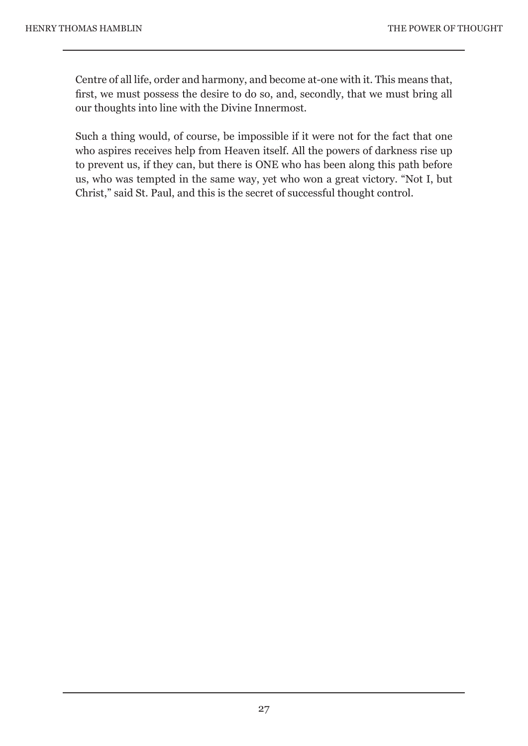Centre of all life, order and harmony, and become at-one with it. This means that, first, we must possess the desire to do so, and, secondly, that we must bring all our thoughts into line with the Divine Innermost.

Such a thing would, of course, be impossible if it were not for the fact that one who aspires receives help from Heaven itself. All the powers of darkness rise up to prevent us, if they can, but there is ONE who has been along this path before us, who was tempted in the same way, yet who won a great victory. "Not I, but Christ," said St. Paul, and this is the secret of successful thought control.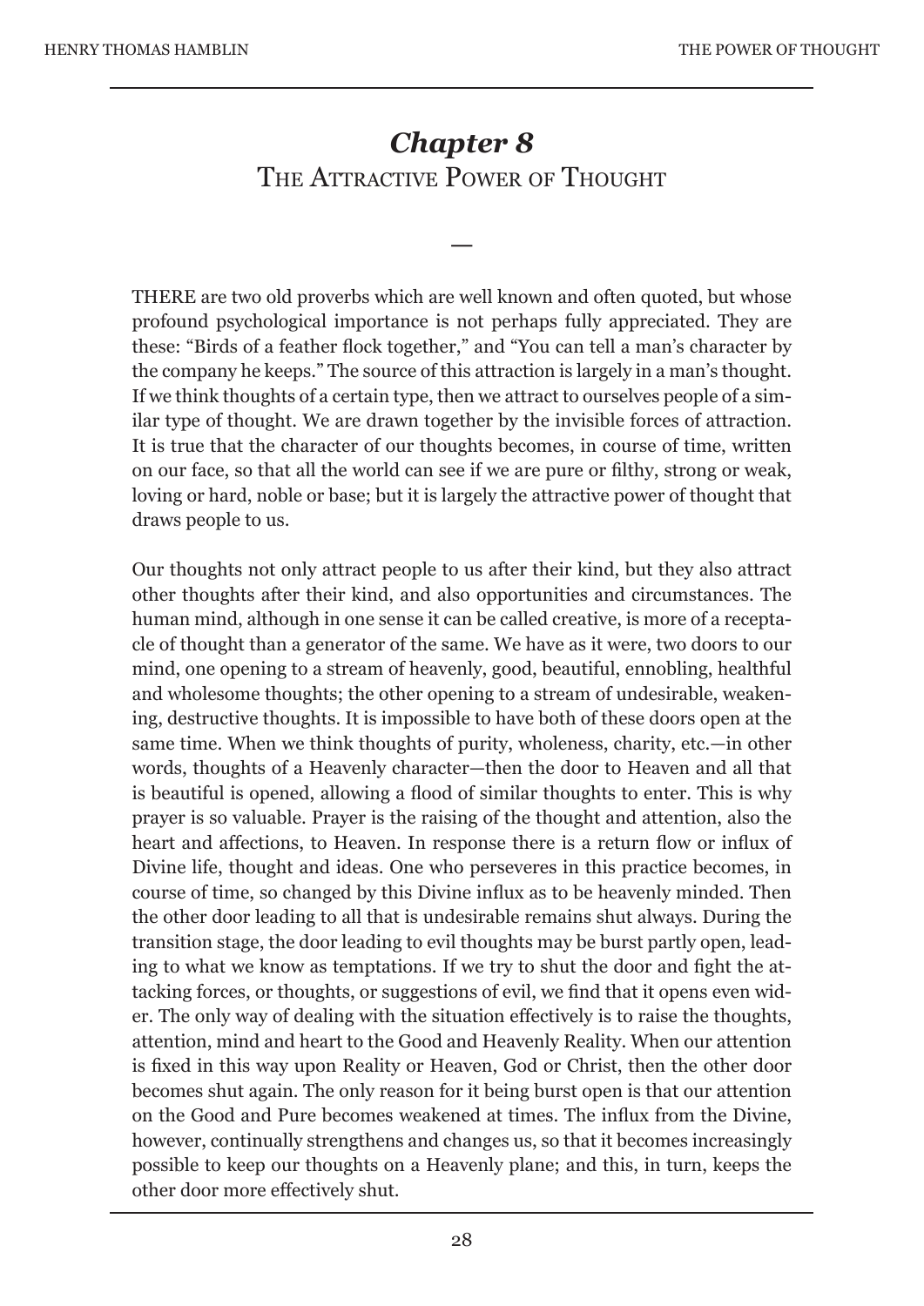# *Chapter 8*
## The Attractive Power of Thought

—

THERE are two old proverbs which are well known and often quoted, but whose profound psychological importance is not perhaps fully appreciated. They are these: "Birds of a feather flock together," and "You can tell a man's character by the company he keeps." The source of this attraction is largely in a man's thought. If we think thoughts of a certain type, then we attract to ourselves people of a similar type of thought. We are drawn together by the invisible forces of attraction. It is true that the character of our thoughts becomes, in course of time, written on our face, so that all the world can see if we are pure or filthy, strong or weak, loving or hard, noble or base; but it is largely the attractive power of thought that draws people to us.

Our thoughts not only attract people to us after their kind, but they also attract other thoughts after their kind, and also opportunities and circumstances. The human mind, although in one sense it can be called creative, is more of a receptacle of thought than a generator of the same. We have as it were, two doors to our mind, one opening to a stream of heavenly, good, beautiful, ennobling, healthful and wholesome thoughts; the other opening to a stream of undesirable, weakening, destructive thoughts. It is impossible to have both of these doors open at the same time. When we think thoughts of purity, wholeness, charity, etc.—in other words, thoughts of a Heavenly character—then the door to Heaven and all that is beautiful is opened, allowing a flood of similar thoughts to enter. This is why prayer is so valuable. Prayer is the raising of the thought and attention, also the heart and affections, to Heaven. In response there is a return flow or influx of Divine life, thought and ideas. One who perseveres in this practice becomes, in course of time, so changed by this Divine influx as to be heavenly minded. Then the other door leading to all that is undesirable remains shut always. During the transition stage, the door leading to evil thoughts may be burst partly open, leading to what we know as temptations. If we try to shut the door and fight the attacking forces, or thoughts, or suggestions of evil, we find that it opens even wider. The only way of dealing with the situation effectively is to raise the thoughts, attention, mind and heart to the Good and Heavenly Reality. When our attention is fixed in this way upon Reality or Heaven, God or Christ, then the other door becomes shut again. The only reason for it being burst open is that our attention on the Good and Pure becomes weakened at times. The influx from the Divine, however, continually strengthens and changes us, so that it becomes increasingly possible to keep our thoughts on a Heavenly plane; and this, in turn, keeps the other door more effectively shut.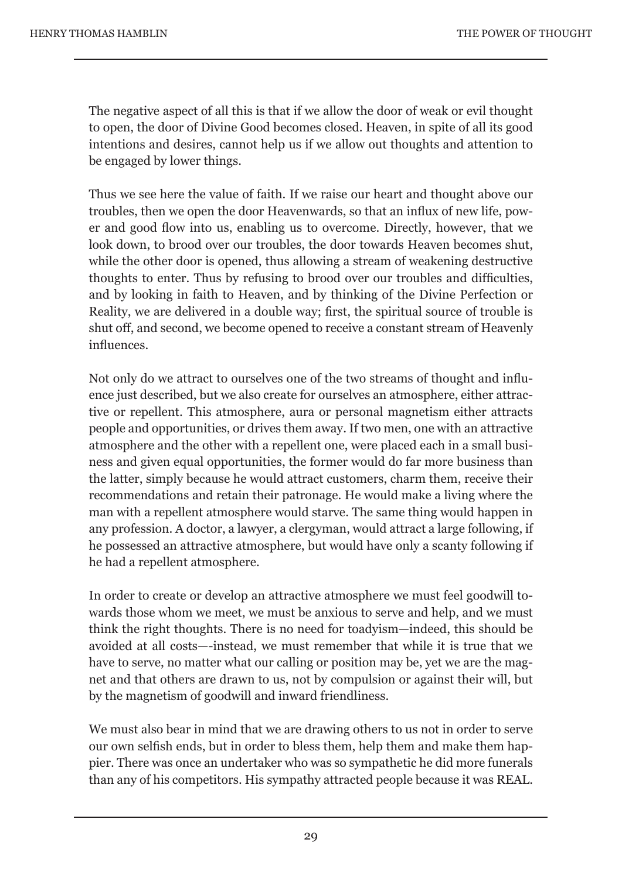The negative aspect of all this is that if we allow the door of weak or evil thought to open, the door of Divine Good becomes closed. Heaven, in spite of all its good intentions and desires, cannot help us if we allow out thoughts and attention to be engaged by lower things.

Thus we see here the value of faith. If we raise our heart and thought above our troubles, then we open the door Heavenwards, so that an influx of new life, power and good flow into us, enabling us to overcome. Directly, however, that we look down, to brood over our troubles, the door towards Heaven becomes shut, while the other door is opened, thus allowing a stream of weakening destructive thoughts to enter. Thus by refusing to brood over our troubles and difficulties, and by looking in faith to Heaven, and by thinking of the Divine Perfection or Reality, we are delivered in a double way; first, the spiritual source of trouble is shut off, and second, we become opened to receive a constant stream of Heavenly influences.

Not only do we attract to ourselves one of the two streams of thought and influence just described, but we also create for ourselves an atmosphere, either attractive or repellent. This atmosphere, aura or personal magnetism either attracts people and opportunities, or drives them away. If two men, one with an attractive atmosphere and the other with a repellent one, were placed each in a small business and given equal opportunities, the former would do far more business than the latter, simply because he would attract customers, charm them, receive their recommendations and retain their patronage. He would make a living where the man with a repellent atmosphere would starve. The same thing would happen in any profession. A doctor, a lawyer, a clergyman, would attract a large following, if he possessed an attractive atmosphere, but would have only a scanty following if he had a repellent atmosphere.

In order to create or develop an attractive atmosphere we must feel goodwill towards those whom we meet, we must be anxious to serve and help, and we must think the right thoughts. There is no need for toadyism—indeed, this should be avoided at all costs—-instead, we must remember that while it is true that we have to serve, no matter what our calling or position may be, yet we are the magnet and that others are drawn to us, not by compulsion or against their will, but by the magnetism of goodwill and inward friendliness.

We must also bear in mind that we are drawing others to us not in order to serve our own selfish ends, but in order to bless them, help them and make them happier. There was once an undertaker who was so sympathetic he did more funerals than any of his competitors. His sympathy attracted people because it was REAL.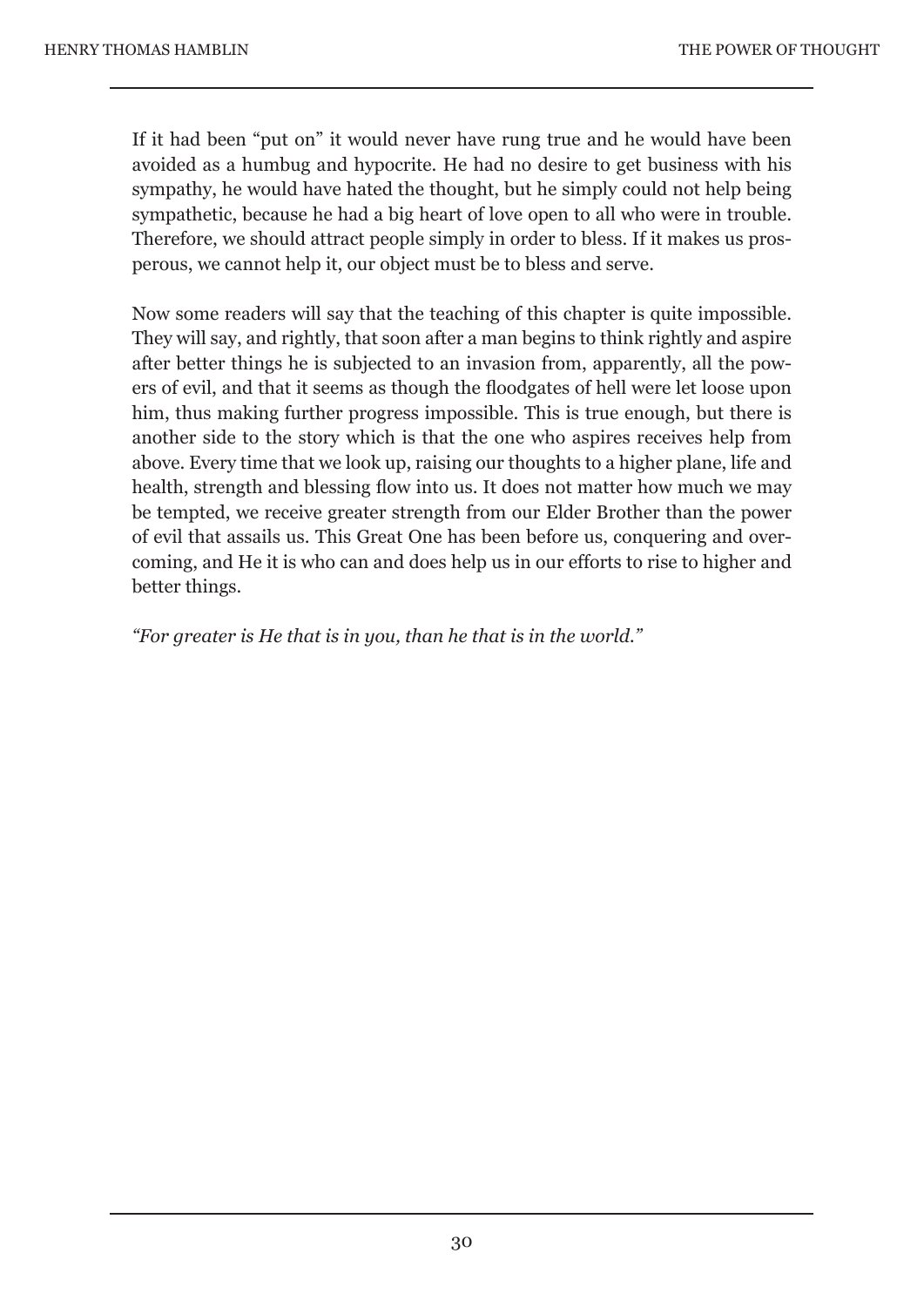If it had been "put on" it would never have rung true and he would have been avoided as a humbug and hypocrite. He had no desire to get business with his sympathy, he would have hated the thought, but he simply could not help being sympathetic, because he had a big heart of love open to all who were in trouble. Therefore, we should attract people simply in order to bless. If it makes us prosperous, we cannot help it, our object must be to bless and serve.

Now some readers will say that the teaching of this chapter is quite impossible. They will say, and rightly, that soon after a man begins to think rightly and aspire after better things he is subjected to an invasion from, apparently, all the powers of evil, and that it seems as though the floodgates of hell were let loose upon him, thus making further progress impossible. This is true enough, but there is another side to the story which is that the one who aspires receives help from above. Every time that we look up, raising our thoughts to a higher plane, life and health, strength and blessing flow into us. It does not matter how much we may be tempted, we receive greater strength from our Elder Brother than the power of evil that assails us. This Great One has been before us, conquering and overcoming, and He it is who can and does help us in our efforts to rise to higher and better things.

*"For greater is He that is in you, than he that is in the world."*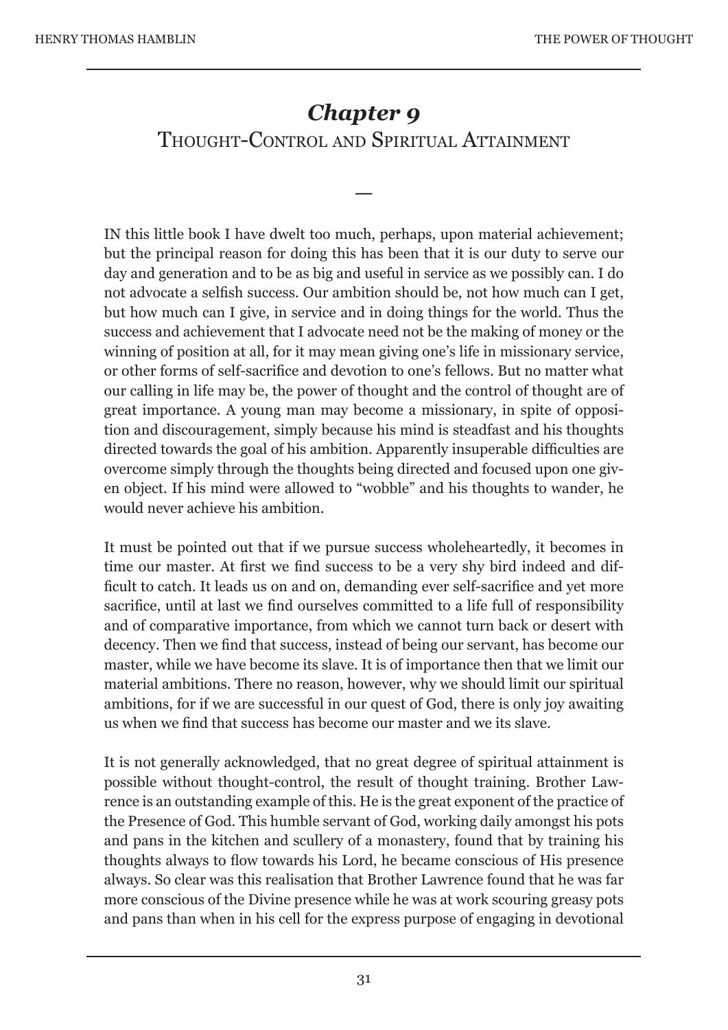# *Chapter 9*
## Thought-Control and Spiritual Attainment

—

IN this little book I have dwelt too much, perhaps, upon material achievement; but the principal reason for doing this has been that it is our duty to serve our day and generation and to be as big and useful in service as we possibly can. I do not advocate a selfish success. Our ambition should be, not how much can I get, but how much can I give, in service and in doing things for the world. Thus the success and achievement that I advocate need not be the making of money or the winning of position at all, for it may mean giving one's life in missionary service, or other forms of self-sacrifice and devotion to one's fellows. But no matter what our calling in life may be, the power of thought and the control of thought are of great importance. A young man may become a missionary, in spite of opposition and discouragement, simply because his mind is steadfast and his thoughts directed towards the goal of his ambition. Apparently insuperable difficulties are overcome simply through the thoughts being directed and focused upon one given object. If his mind were allowed to "wobble" and his thoughts to wander, he would never achieve his ambition.

It must be pointed out that if we pursue success wholeheartedly, it becomes in time our master. At first we find success to be a very shy bird indeed and difficult to catch. It leads us on and on, demanding ever self-sacrifice and yet more sacrifice, until at last we find ourselves committed to a life full of responsibility and of comparative importance, from which we cannot turn back or desert with decency. Then we find that success, instead of being our servant, has become our master, while we have become its slave. It is of importance then that we limit our material ambitions. There no reason, however, why we should limit our spiritual ambitions, for if we are successful in our quest of God, there is only joy awaiting us when we find that success has become our master and we its slave.

It is not generally acknowledged, that no great degree of spiritual attainment is possible without thought-control, the result of thought training. Brother Lawrence is an outstanding example of this. He is the great exponent of the practice of the Presence of God. This humble servant of God, working daily amongst his pots and pans in the kitchen and scullery of a monastery, found that by training his thoughts always to flow towards his Lord, he became conscious of His presence always. So clear was this realisation that Brother Lawrence found that he was far more conscious of the Divine presence while he was at work scouring greasy pots and pans than when in his cell for the express purpose of engaging in devotional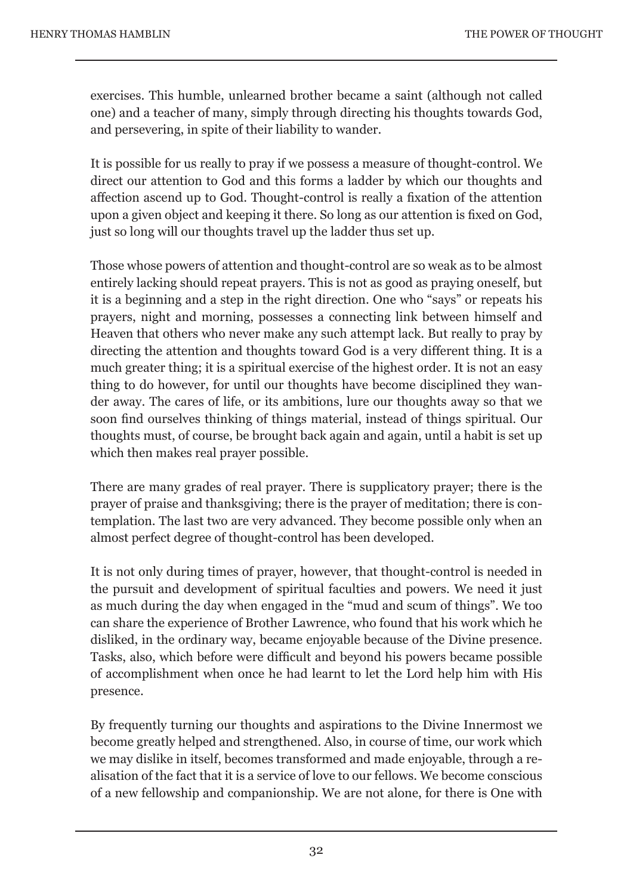exercises. This humble, unlearned brother became a saint (although not called one) and a teacher of many, simply through directing his thoughts towards God, and persevering, in spite of their liability to wander.

It is possible for us really to pray if we possess a measure of thought-control. We direct our attention to God and this forms a ladder by which our thoughts and affection ascend up to God. Thought-control is really a fixation of the attention upon a given object and keeping it there. So long as our attention is fixed on God, just so long will our thoughts travel up the ladder thus set up.

Those whose powers of attention and thought-control are so weak as to be almost entirely lacking should repeat prayers. This is not as good as praying oneself, but it is a beginning and a step in the right direction. One who "says" or repeats his prayers, night and morning, possesses a connecting link between himself and Heaven that others who never make any such attempt lack. But really to pray by directing the attention and thoughts toward God is a very different thing. It is a much greater thing; it is a spiritual exercise of the highest order. It is not an easy thing to do however, for until our thoughts have become disciplined they wander away. The cares of life, or its ambitions, lure our thoughts away so that we soon find ourselves thinking of things material, instead of things spiritual. Our thoughts must, of course, be brought back again and again, until a habit is set up which then makes real prayer possible.

There are many grades of real prayer. There is supplicatory prayer; there is the prayer of praise and thanksgiving; there is the prayer of meditation; there is contemplation. The last two are very advanced. They become possible only when an almost perfect degree of thought-control has been developed.

It is not only during times of prayer, however, that thought-control is needed in the pursuit and development of spiritual faculties and powers. We need it just as much during the day when engaged in the "mud and scum of things". We too can share the experience of Brother Lawrence, who found that his work which he disliked, in the ordinary way, became enjoyable because of the Divine presence. Tasks, also, which before were difficult and beyond his powers became possible of accomplishment when once he had learnt to let the Lord help him with His presence.

By frequently turning our thoughts and aspirations to the Divine Innermost we become greatly helped and strengthened. Also, in course of time, our work which we may dislike in itself, becomes transformed and made enjoyable, through a realisation of the fact that it is a service of love to our fellows. We become conscious of a new fellowship and companionship. We are not alone, for there is One with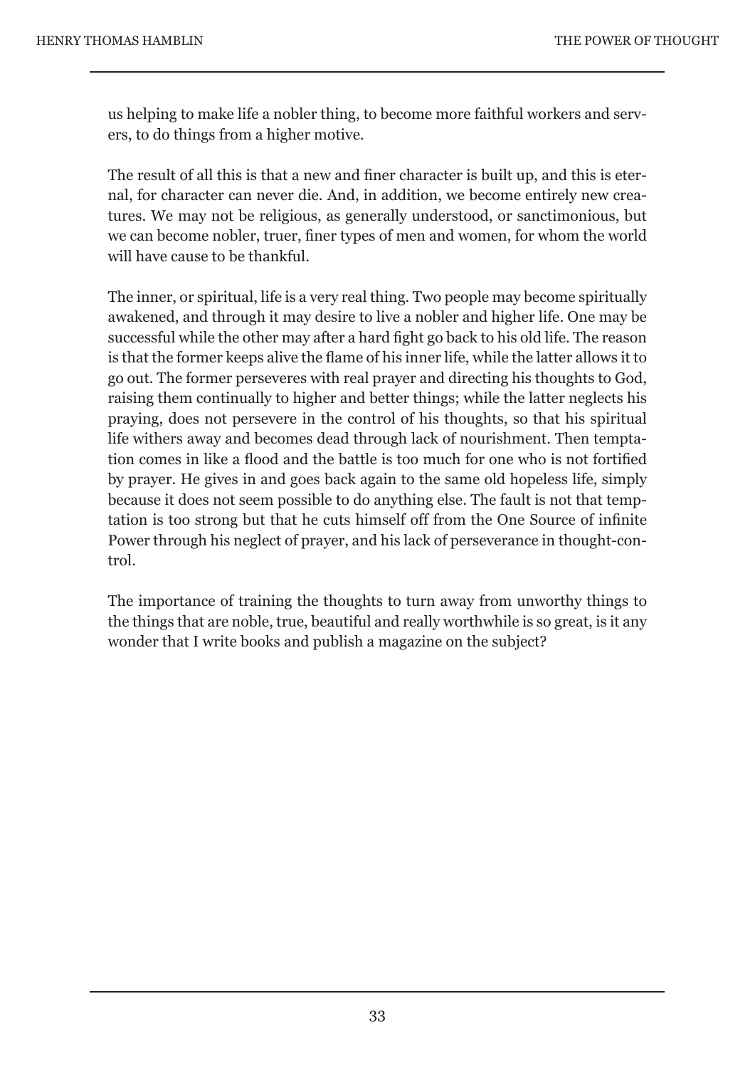us helping to make life a nobler thing, to become more faithful workers and servers, to do things from a higher motive.

The result of all this is that a new and finer character is built up, and this is eternal, for character can never die. And, in addition, we become entirely new creatures. We may not be religious, as generally understood, or sanctimonious, but we can become nobler, truer, finer types of men and women, for whom the world will have cause to be thankful.

The inner, or spiritual, life is a very real thing. Two people may become spiritually awakened, and through it may desire to live a nobler and higher life. One may be successful while the other may after a hard fight go back to his old life. The reason is that the former keeps alive the flame of his inner life, while the latter allows it to go out. The former perseveres with real prayer and directing his thoughts to God, raising them continually to higher and better things; while the latter neglects his praying, does not persevere in the control of his thoughts, so that his spiritual life withers away and becomes dead through lack of nourishment. Then temptation comes in like a flood and the battle is too much for one who is not fortified by prayer. He gives in and goes back again to the same old hopeless life, simply because it does not seem possible to do anything else. The fault is not that temptation is too strong but that he cuts himself off from the One Source of infinite Power through his neglect of prayer, and his lack of perseverance in thought-control.

The importance of training the thoughts to turn away from unworthy things to the things that are noble, true, beautiful and really worthwhile is so great, is it any wonder that I write books and publish a magazine on the subject?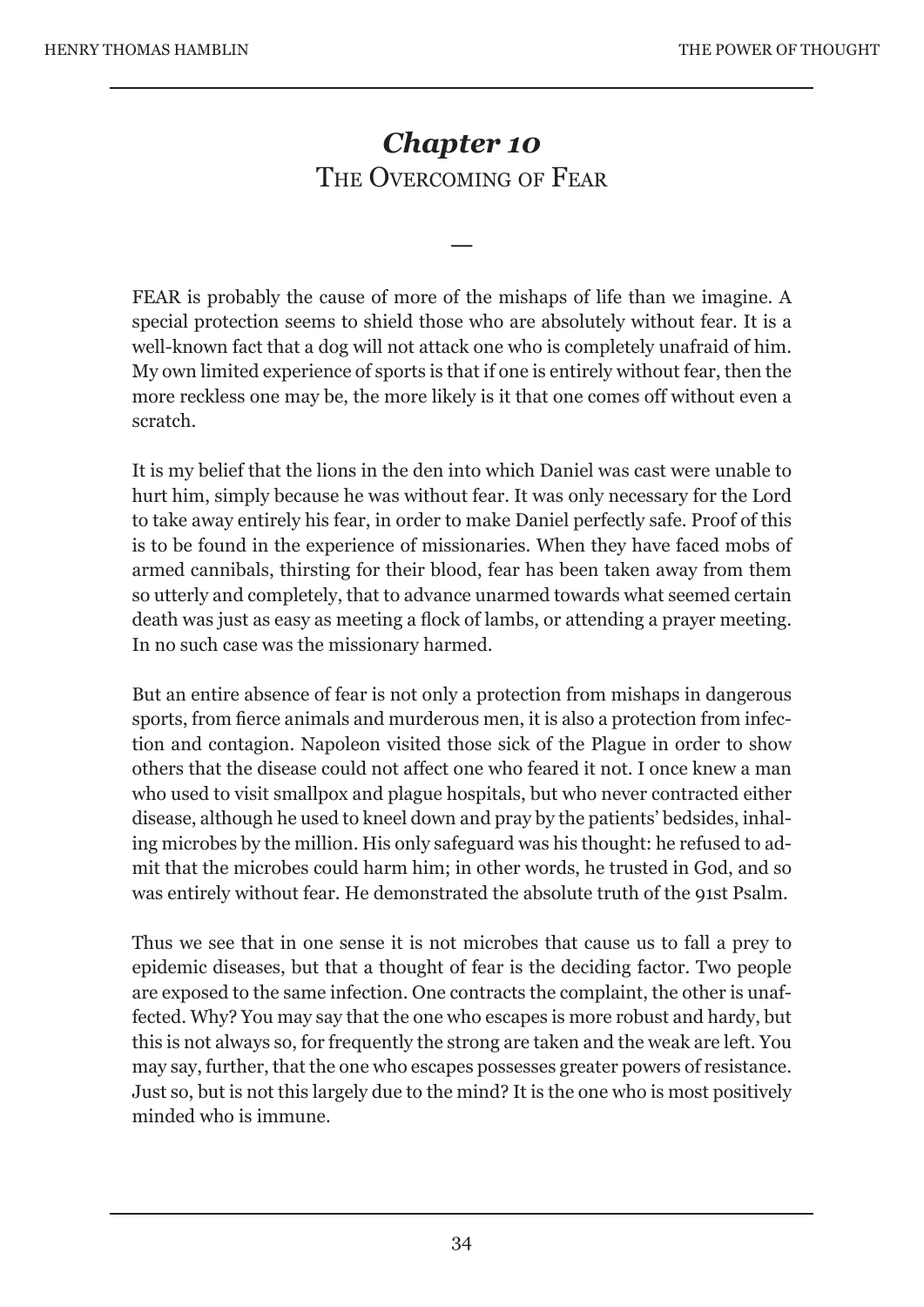# *Chapter 10*
## The Overcoming of Fear

—

FEAR is probably the cause of more of the mishaps of life than we imagine. A special protection seems to shield those who are absolutely without fear. It is a well-known fact that a dog will not attack one who is completely unafraid of him. My own limited experience of sports is that if one is entirely without fear, then the more reckless one may be, the more likely is it that one comes off without even a scratch.

It is my belief that the lions in the den into which Daniel was cast were unable to hurt him, simply because he was without fear. It was only necessary for the Lord to take away entirely his fear, in order to make Daniel perfectly safe. Proof of this is to be found in the experience of missionaries. When they have faced mobs of armed cannibals, thirsting for their blood, fear has been taken away from them so utterly and completely, that to advance unarmed towards what seemed certain death was just as easy as meeting a flock of lambs, or attending a prayer meeting. In no such case was the missionary harmed.

But an entire absence of fear is not only a protection from mishaps in dangerous sports, from fierce animals and murderous men, it is also a protection from infection and contagion. Napoleon visited those sick of the Plague in order to show others that the disease could not affect one who feared it not. I once knew a man who used to visit smallpox and plague hospitals, but who never contracted either disease, although he used to kneel down and pray by the patients' bedsides, inhaling microbes by the million. His only safeguard was his thought: he refused to admit that the microbes could harm him; in other words, he trusted in God, and so was entirely without fear. He demonstrated the absolute truth of the 91st Psalm.

Thus we see that in one sense it is not microbes that cause us to fall a prey to epidemic diseases, but that a thought of fear is the deciding factor. Two people are exposed to the same infection. One contracts the complaint, the other is unaffected. Why? You may say that the one who escapes is more robust and hardy, but this is not always so, for frequently the strong are taken and the weak are left. You may say, further, that the one who escapes possesses greater powers of resistance. Just so, but is not this largely due to the mind? It is the one who is most positively minded who is immune.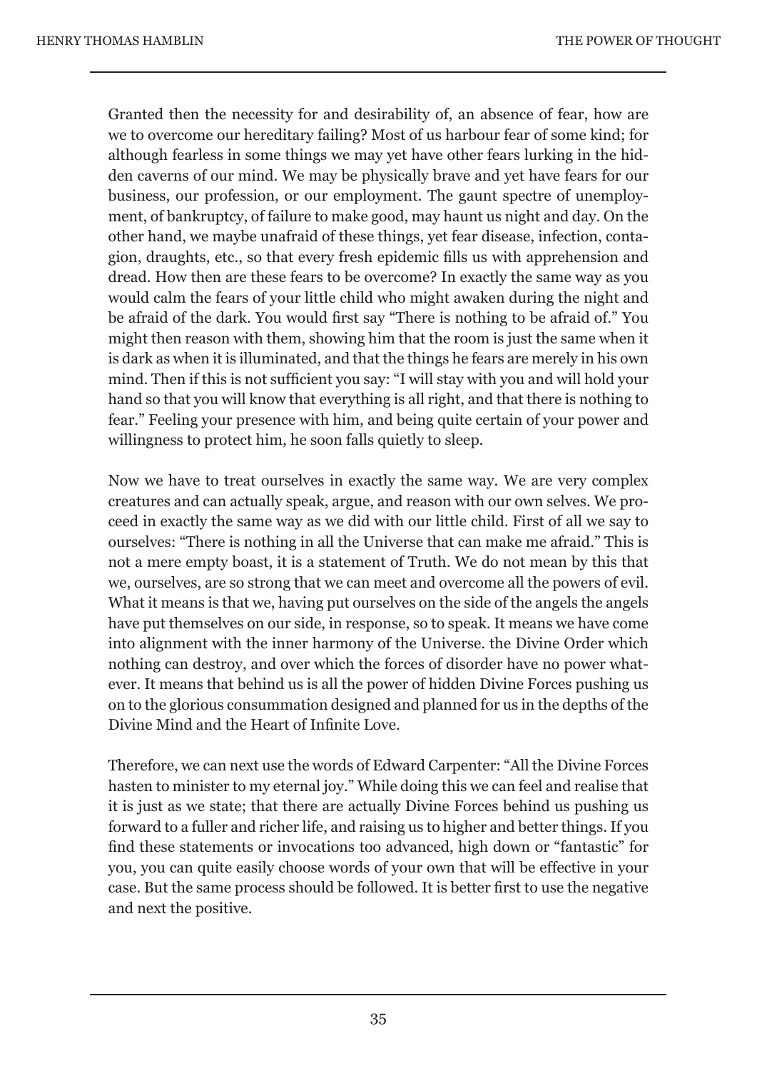Granted then the necessity for and desirability of, an absence of fear, how are we to overcome our hereditary failing? Most of us harbour fear of some kind; for although fearless in some things we may yet have other fears lurking in the hidden caverns of our mind. We may be physically brave and yet have fears for our business, our profession, or our employment. The gaunt spectre of unemployment, of bankruptcy, of failure to make good, may haunt us night and day. On the other hand, we maybe unafraid of these things, yet fear disease, infection, contagion, draughts, etc., so that every fresh epidemic fills us with apprehension and dread. How then are these fears to be overcome? In exactly the same way as you would calm the fears of your little child who might awaken during the night and be afraid of the dark. You would first say "There is nothing to be afraid of." You might then reason with them, showing him that the room is just the same when it is dark as when it is illuminated, and that the things he fears are merely in his own mind. Then if this is not sufficient you say: "I will stay with you and will hold your hand so that you will know that everything is all right, and that there is nothing to fear." Feeling your presence with him, and being quite certain of your power and willingness to protect him, he soon falls quietly to sleep.

Now we have to treat ourselves in exactly the same way. We are very complex creatures and can actually speak, argue, and reason with our own selves. We proceed in exactly the same way as we did with our little child. First of all we say to ourselves: "There is nothing in all the Universe that can make me afraid." This is not a mere empty boast, it is a statement of Truth. We do not mean by this that we, ourselves, are so strong that we can meet and overcome all the powers of evil. What it means is that we, having put ourselves on the side of the angels the angels have put themselves on our side, in response, so to speak. It means we have come into alignment with the inner harmony of the Universe. the Divine Order which nothing can destroy, and over which the forces of disorder have no power whatever. It means that behind us is all the power of hidden Divine Forces pushing us on to the glorious consummation designed and planned for us in the depths of the Divine Mind and the Heart of Infinite Love.

Therefore, we can next use the words of Edward Carpenter: "All the Divine Forces hasten to minister to my eternal joy." While doing this we can feel and realise that it is just as we state; that there are actually Divine Forces behind us pushing us forward to a fuller and richer life, and raising us to higher and better things. If you find these statements or invocations too advanced, high down or "fantastic" for you, you can quite easily choose words of your own that will be effective in your case. But the same process should be followed. It is better first to use the negative and next the positive.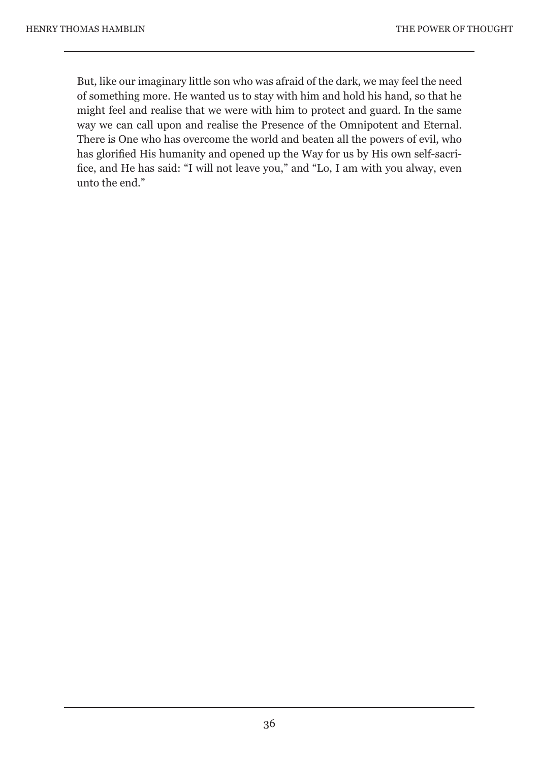But, like our imaginary little son who was afraid of the dark, we may feel the need of something more. He wanted us to stay with him and hold his hand, so that he might feel and realise that we were with him to protect and guard. In the same way we can call upon and realise the Presence of the Omnipotent and Eternal. There is One who has overcome the world and beaten all the powers of evil, who has glorified His humanity and opened up the Way for us by His own self-sacrifice, and He has said: "I will not leave you," and "Lo, I am with you alway, even unto the end."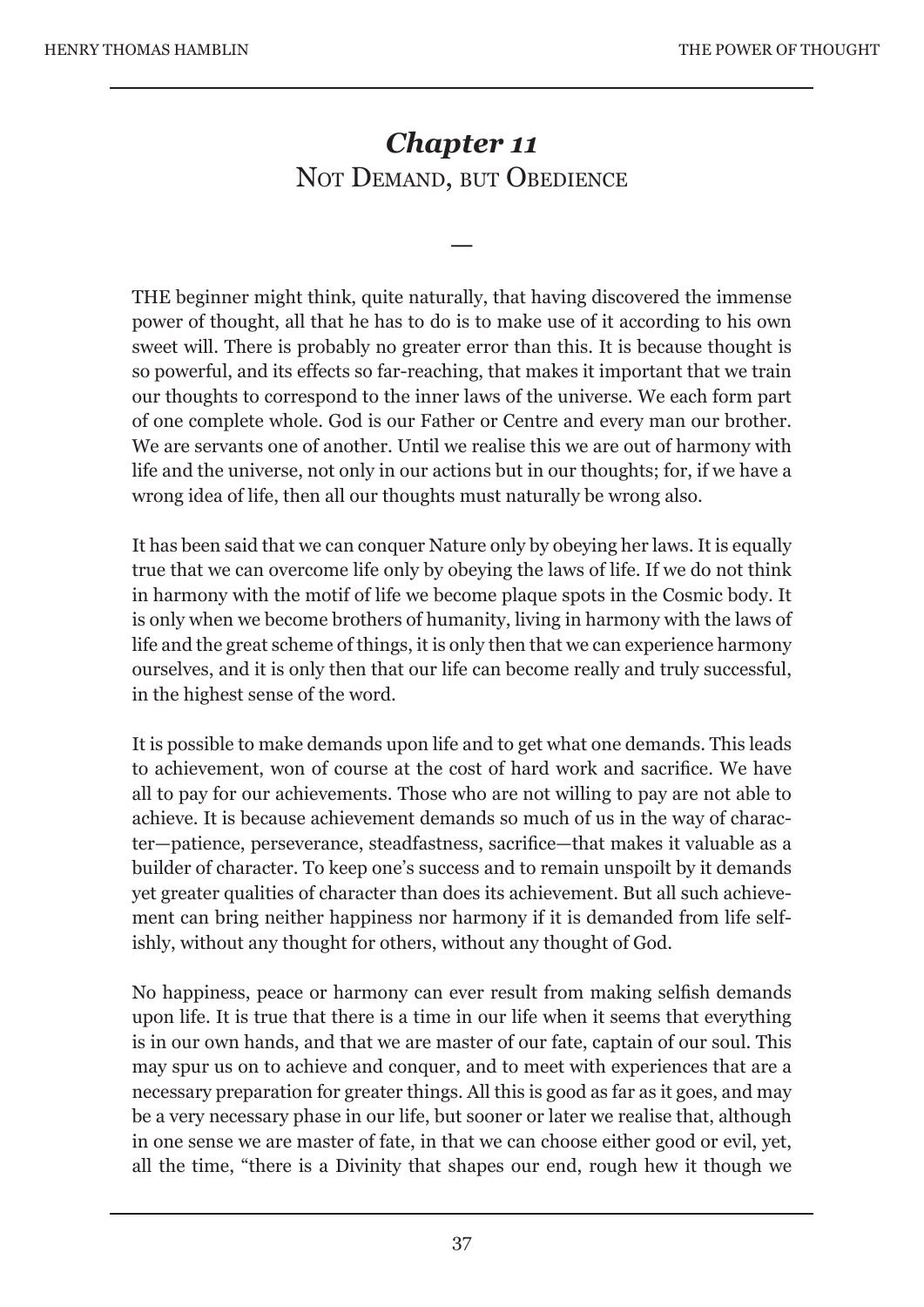# *Chapter 11*
## Not Demand, but Obedience

—

THE beginner might think, quite naturally, that having discovered the immense power of thought, all that he has to do is to make use of it according to his own sweet will. There is probably no greater error than this. It is because thought is so powerful, and its effects so far-reaching, that makes it important that we train our thoughts to correspond to the inner laws of the universe. We each form part of one complete whole. God is our Father or Centre and every man our brother. We are servants one of another. Until we realise this we are out of harmony with life and the universe, not only in our actions but in our thoughts; for, if we have a wrong idea of life, then all our thoughts must naturally be wrong also.

It has been said that we can conquer Nature only by obeying her laws. It is equally true that we can overcome life only by obeying the laws of life. If we do not think in harmony with the motif of life we become plaque spots in the Cosmic body. It is only when we become brothers of humanity, living in harmony with the laws of life and the great scheme of things, it is only then that we can experience harmony ourselves, and it is only then that our life can become really and truly successful, in the highest sense of the word.

It is possible to make demands upon life and to get what one demands. This leads to achievement, won of course at the cost of hard work and sacrifice. We have all to pay for our achievements. Those who are not willing to pay are not able to achieve. It is because achievement demands so much of us in the way of character—patience, perseverance, steadfastness, sacrifice—that makes it valuable as a builder of character. To keep one's success and to remain unspoilt by it demands yet greater qualities of character than does its achievement. But all such achievement can bring neither happiness nor harmony if it is demanded from life selfishly, without any thought for others, without any thought of God.

No happiness, peace or harmony can ever result from making selfish demands upon life. It is true that there is a time in our life when it seems that everything is in our own hands, and that we are master of our fate, captain of our soul. This may spur us on to achieve and conquer, and to meet with experiences that are a necessary preparation for greater things. All this is good as far as it goes, and may be a very necessary phase in our life, but sooner or later we realise that, although in one sense we are master of fate, in that we can choose either good or evil, yet, all the time, "there is a Divinity that shapes our end, rough hew it though we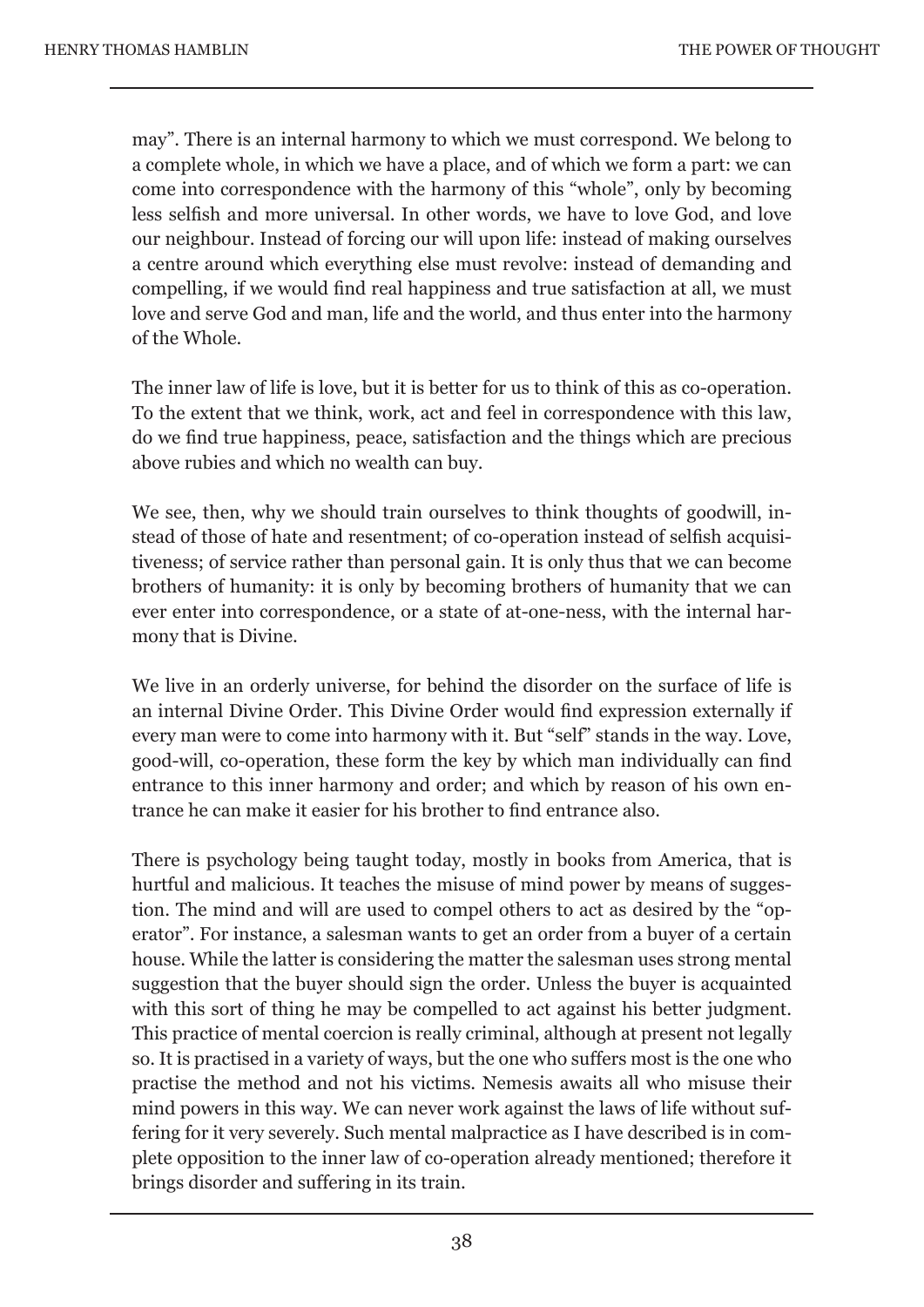may”. There is an internal harmony to which we must correspond. We belong to a complete whole, in which we have a place, and of which we form a part: we can come into correspondence with the harmony of this “whole”, only by becoming less selfish and more universal. In other words, we have to love God, and love our neighbour. Instead of forcing our will upon life: instead of making ourselves a centre around which everything else must revolve: instead of demanding and compelling, if we would find real happiness and true satisfaction at all, we must love and serve God and man, life and the world, and thus enter into the harmony of the Whole.

The inner law of life is love, but it is better for us to think of this as co-operation. To the extent that we think, work, act and feel in correspondence with this law, do we find true happiness, peace, satisfaction and the things which are precious above rubies and which no wealth can buy.

We see, then, why we should train ourselves to think thoughts of goodwill, instead of those of hate and resentment; of co-operation instead of selfish acquisitiveness; of service rather than personal gain. It is only thus that we can become brothers of humanity: it is only by becoming brothers of humanity that we can ever enter into correspondence, or a state of at-one-ness, with the internal harmony that is Divine.

We live in an orderly universe, for behind the disorder on the surface of life is an internal Divine Order. This Divine Order would find expression externally if every man were to come into harmony with it. But “self” stands in the way. Love, good-will, co-operation, these form the key by which man individually can find entrance to this inner harmony and order; and which by reason of his own entrance he can make it easier for his brother to find entrance also.

There is psychology being taught today, mostly in books from America, that is hurtful and malicious. It teaches the misuse of mind power by means of suggestion. The mind and will are used to compel others to act as desired by the “operator”. For instance, a salesman wants to get an order from a buyer of a certain house. While the latter is considering the matter the salesman uses strong mental suggestion that the buyer should sign the order. Unless the buyer is acquainted with this sort of thing he may be compelled to act against his better judgment. This practice of mental coercion is really criminal, although at present not legally so. It is practised in a variety of ways, but the one who suffers most is the one who practise the method and not his victims. Nemesis awaits all who misuse their mind powers in this way. We can never work against the laws of life without suffering for it very severely. Such mental malpractice as I have described is in complete opposition to the inner law of co-operation already mentioned; therefore it brings disorder and suffering in its train.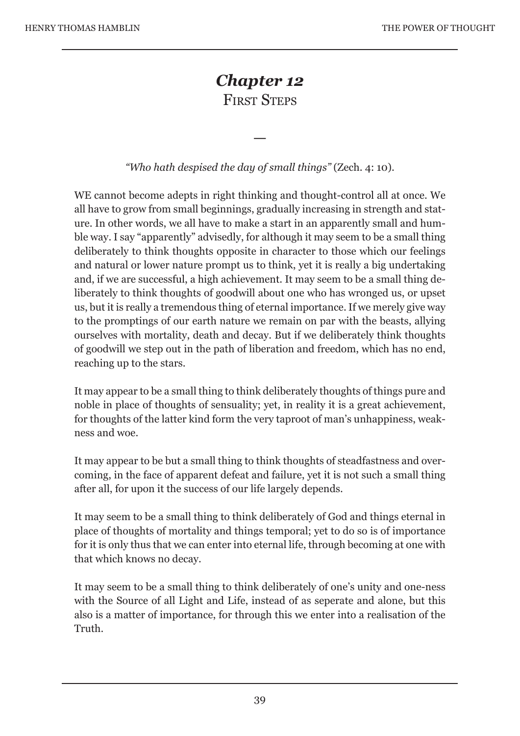# *Chapter 12*
## First Steps

—

*"Who hath despised the day of small things"* (Zech. 4: 10).

WE cannot become adepts in right thinking and thought-control all at once. We all have to grow from small beginnings, gradually increasing in strength and stature. In other words, we all have to make a start in an apparently small and humble way. I say "apparently" advisedly, for although it may seem to be a small thing deliberately to think thoughts opposite in character to those which our feelings and natural or lower nature prompt us to think, yet it is really a big undertaking and, if we are successful, a high achievement. It may seem to be a small thing deliberately to think thoughts of goodwill about one who has wronged us, or upset us, but it is really a tremendous thing of eternal importance. If we merely give way to the promptings of our earth nature we remain on par with the beasts, allying ourselves with mortality, death and decay. But if we deliberately think thoughts of goodwill we step out in the path of liberation and freedom, which has no end, reaching up to the stars.

It may appear to be a small thing to think deliberately thoughts of things pure and noble in place of thoughts of sensuality; yet, in reality it is a great achievement, for thoughts of the latter kind form the very taproot of man's unhappiness, weakness and woe.

It may appear to be but a small thing to think thoughts of steadfastness and overcoming, in the face of apparent defeat and failure, yet it is not such a small thing after all, for upon it the success of our life largely depends.

It may seem to be a small thing to think deliberately of God and things eternal in place of thoughts of mortality and things temporal; yet to do so is of importance for it is only thus that we can enter into eternal life, through becoming at one with that which knows no decay.

It may seem to be a small thing to think deliberately of one's unity and one-ness with the Source of all Light and Life, instead of as seperate and alone, but this also is a matter of importance, for through this we enter into a realisation of the Truth.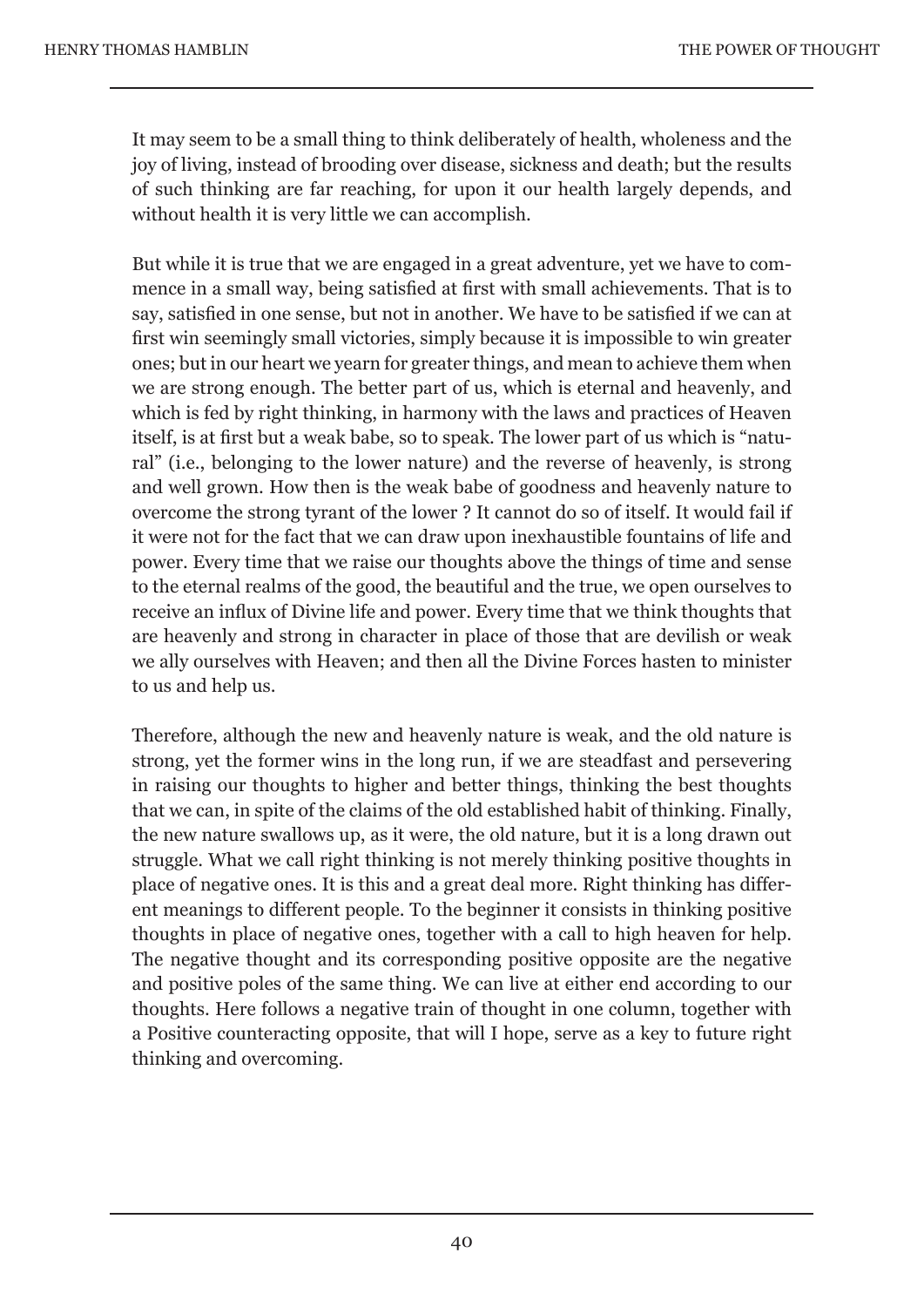It may seem to be a small thing to think deliberately of health, wholeness and the joy of living, instead of brooding over disease, sickness and death; but the results of such thinking are far reaching, for upon it our health largely depends, and without health it is very little we can accomplish.

But while it is true that we are engaged in a great adventure, yet we have to commence in a small way, being satisfied at first with small achievements. That is to say, satisfied in one sense, but not in another. We have to be satisfied if we can at first win seemingly small victories, simply because it is impossible to win greater ones; but in our heart we yearn for greater things, and mean to achieve them when we are strong enough. The better part of us, which is eternal and heavenly, and which is fed by right thinking, in harmony with the laws and practices of Heaven itself, is at first but a weak babe, so to speak. The lower part of us which is "natural" (i.e., belonging to the lower nature) and the reverse of heavenly, is strong and well grown. How then is the weak babe of goodness and heavenly nature to overcome the strong tyrant of the lower ? It cannot do so of itself. It would fail if it were not for the fact that we can draw upon inexhaustible fountains of life and power. Every time that we raise our thoughts above the things of time and sense to the eternal realms of the good, the beautiful and the true, we open ourselves to receive an influx of Divine life and power. Every time that we think thoughts that are heavenly and strong in character in place of those that are devilish or weak we ally ourselves with Heaven; and then all the Divine Forces hasten to minister to us and help us.

Therefore, although the new and heavenly nature is weak, and the old nature is strong, yet the former wins in the long run, if we are steadfast and persevering in raising our thoughts to higher and better things, thinking the best thoughts that we can, in spite of the claims of the old established habit of thinking. Finally, the new nature swallows up, as it were, the old nature, but it is a long drawn out struggle. What we call right thinking is not merely thinking positive thoughts in place of negative ones. It is this and a great deal more. Right thinking has different meanings to different people. To the beginner it consists in thinking positive thoughts in place of negative ones, together with a call to high heaven for help. The negative thought and its corresponding positive opposite are the negative and positive poles of the same thing. We can live at either end according to our thoughts. Here follows a negative train of thought in one column, together with a Positive counteracting opposite, that will I hope, serve as a key to future right thinking and overcoming.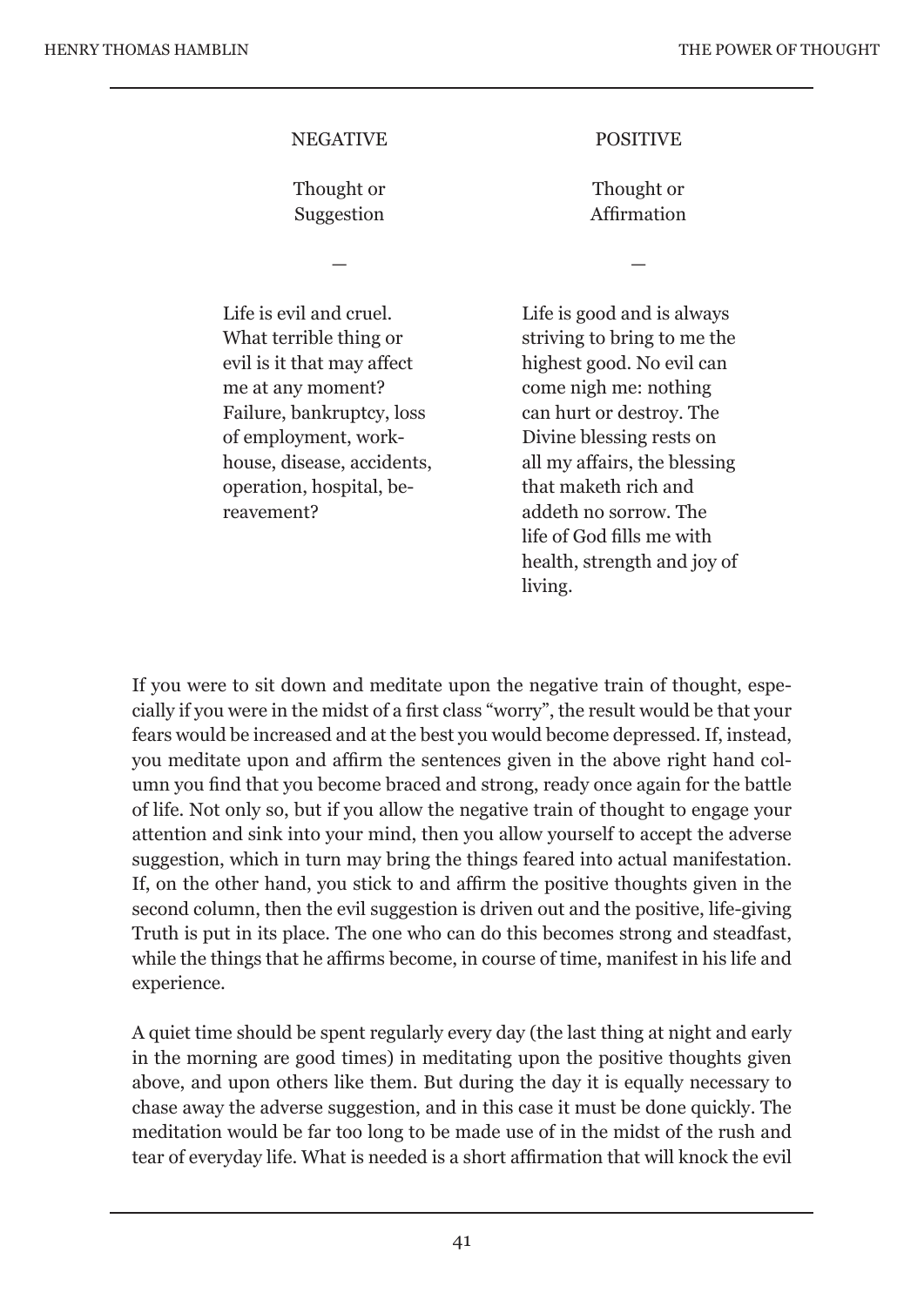| NEGATIVE | POSITIVE |
| --- | --- |
| Thought or Suggestion | Thought or Affirmation |
| — | — |
| Life is evil and cruel. What terrible thing or evil is it that may affect me at any moment? Failure, bankruptcy, loss of employment, workhouse, disease, accidents, operation, hospital, bereavement? | Life is good and is always striving to bring to me the highest good. No evil can come nigh me: nothing can hurt or destroy. The Divine blessing rests on all my affairs, the blessing that maketh rich and addeth no sorrow. The life of God fills me with health, strength and joy of living. |

If you were to sit down and meditate upon the negative train of thought, especially if you were in the midst of a first class "worry", the result would be that your fears would be increased and at the best you would become depressed. If, instead, you meditate upon and affirm the sentences given in the above right hand column you find that you become braced and strong, ready once again for the battle of life. Not only so, but if you allow the negative train of thought to engage your attention and sink into your mind, then you allow yourself to accept the adverse suggestion, which in turn may bring the things feared into actual manifestation. If, on the other hand, you stick to and affirm the positive thoughts given in the second column, then the evil suggestion is driven out and the positive, life-giving Truth is put in its place. The one who can do this becomes strong and steadfast, while the things that he affirms become, in course of time, manifest in his life and experience.

A quiet time should be spent regularly every day (the last thing at night and early in the morning are good times) in meditating upon the positive thoughts given above, and upon others like them. But during the day it is equally necessary to chase away the adverse suggestion, and in this case it must be done quickly. The meditation would be far too long to be made use of in the midst of the rush and tear of everyday life. What is needed is a short affirmation that will knock the evil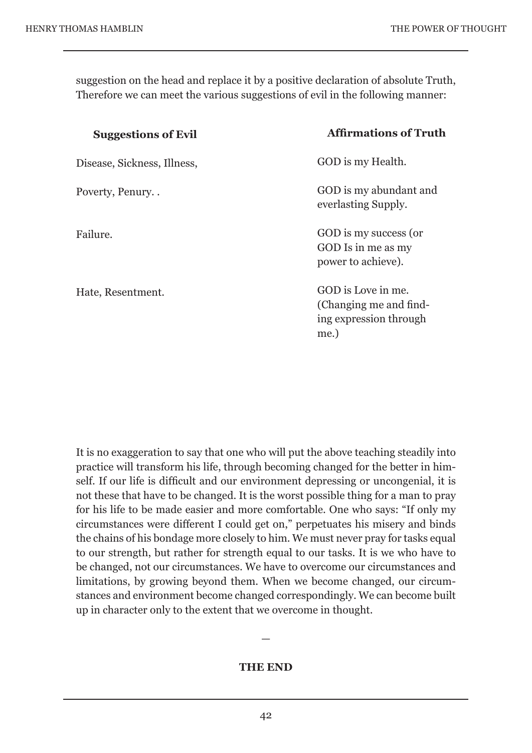suggestion on the head and replace it by a positive declaration of absolute Truth, Therefore we can meet the various suggestions of evil in the following manner:

| Suggestions of Evil | Affirmations of Truth |
| --- | --- |
| Disease, Sickness, Illness, | GOD is my Health. |
| Poverty, Penury. . | GOD is my abundant and everlasting Supply. |
| Failure. | GOD is my success (or GOD Is in me as my power to achieve). |
| Hate, Resentment. | GOD is Love in me. (Changing me and finding expression through me.) |

It is no exaggeration to say that one who will put the above teaching steadily into practice will transform his life, through becoming changed for the better in himself. If our life is difficult and our environment depressing or uncongenial, it is not these that have to be changed. It is the worst possible thing for a man to pray for his life to be made easier and more comfortable. One who says: "If only my circumstances were different I could get on," perpetuates his misery and binds the chains of his bondage more closely to him. We must never pray for tasks equal to our strength, but rather for strength equal to our tasks. It is we who have to be changed, not our circumstances. We have to overcome our circumstances and limitations, by growing beyond them. When we become changed, our circumstances and environment become changed correspondingly. We can become built up in character only to the extent that we overcome in thought.

—

**THE END**